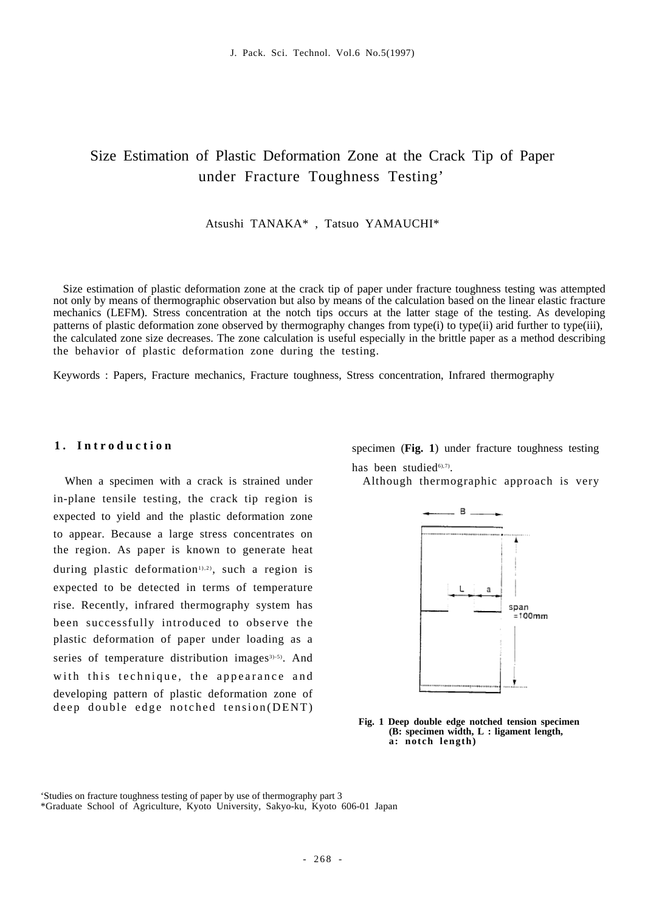# Size Estimation of Plastic Deformation Zone at the Crack Tip of Paper under Fracture Toughness Testing'

Atsushi TANAKA* , Tatsuo YAMAUCHI*

Size estimation of plastic deformation zone at the crack tip of paper under fracture toughness testing was attempted not only by means of thermographic observation but also by means of the calculation based on the linear elastic fracture mechanics (LEFM). Stress concentration at the notch tips occurs at the latter stage of the testing. As developing patterns of plastic deformation zone observed by thermography changes from type(i) to type(ii) arid further to type(iii), the calculated zone size decreases. The zone calculation is useful especially in the brittle paper as a method describing the behavior of plastic deformation zone during the testing.

Keywords : Papers, Fracture mechanics, Fracture toughness, Stress concentration, Infrared thermography

## 1. Introduction

When a specimen with a crack is strained under in-plane tensile testing, the crack tip region is expected to yield and the plastic deformation zone to appear. Because a large stress concentrates on the region. As paper is known to generate heat during plastic deformation[1),2)], such a region is expected to be detected in terms of temperature rise. Recently, infrared thermography system has been successfully introduced to observe the plastic deformation of paper under loading as a series of temperature distribution images[3)-5)]. And with this technique, the appearance and developing pattern of plastic deformation zone of deep double edge notched tension(DENT) specimen (**Fig. 1**) under fracture toughness testing has been studied[6),7)].

Although thermographic approach is very

**Fig. 1 Deep double edge notched tension specimen (B: specimen width, L : ligament length, a: notch length)**

'Studies on fracture toughness testing of paper by use of thermography part 3
*Graduate School of Agriculture, Kyoto University, Sakyo-ku, Kyoto 606-01 Japan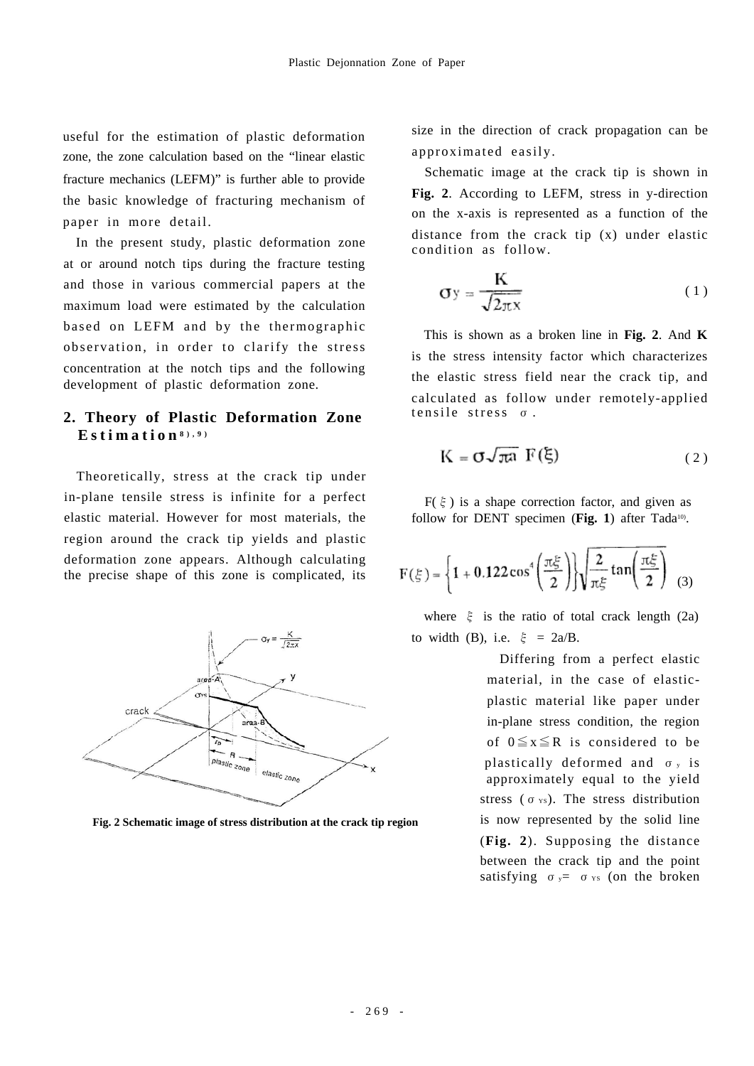useful for the estimation of plastic deformation zone, the zone calculation based on the "linear elastic fracture mechanics (LEFM)" is further able to provide the basic knowledge of fracturing mechanism of paper in more detail.

In the present study, plastic deformation zone at or around notch tips during the fracture testing and those in various commercial papers at the maximum load were estimated by the calculation based on LEFM and by the thermographic observation, in order to clarify the stress concentration at the notch tips and the following development of plastic deformation zone.

## 2. Theory of Plastic Deformation Zone Estimation[8),9)]

Theoretically, stress at the crack tip under in-plane tensile stress is infinite for a perfect elastic material. However for most materials, the region around the crack tip yields and plastic deformation zone appears. Although calculating the precise shape of this zone is complicated, its size in the direction of crack propagation can be approximated easily.

Fig. 2 Schematic image of stress distribution at the crack tip region

Schematic image at the crack tip is shown in **Fig. 2**. According to LEFM, stress in y-direction on the x-axis is represented as a function of the distance from the crack tip (x) under elastic condition as follow.

$$\sigma_y = \frac{K}{\sqrt{2\pi x}} \qquad (1)$$

This is shown as a broken line in **Fig. 2**. And **K** is the stress intensity factor which characterizes the elastic stress field near the crack tip, and calculated as follow under remotely-applied tensile stress $\sigma$.

$$K = \sigma\sqrt{\pi a}\ F(\xi) \qquad (2)$$

$F(\xi)$ is a shape correction factor, and given as follow for DENT specimen (**Fig. 1**) after Tada[10)].

$$F(\xi) = \left\{1 + 0.122\cos^4\left(\frac{\pi\xi}{2}\right)\right\}\sqrt{\frac{2}{\pi\xi}\tan\left(\frac{\pi\xi}{2}\right)} \qquad (3)$$

where $\xi$ is the ratio of total crack length (2a) to width (B), i.e. $\xi = 2a/B$.

Differing from a perfect elastic material, in the case of elastic-plastic material like paper under in-plane stress condition, the region of $0 \leqq x \leqq R$ is considered to be plastically deformed and $\sigma_y$ is approximately equal to the yield stress ($\sigma_{YS}$). The stress distribution is now represented by the solid line (**Fig. 2**). Supposing the distance between the crack tip and the point satisfying $\sigma_y = \sigma_{YS}$ (on the broken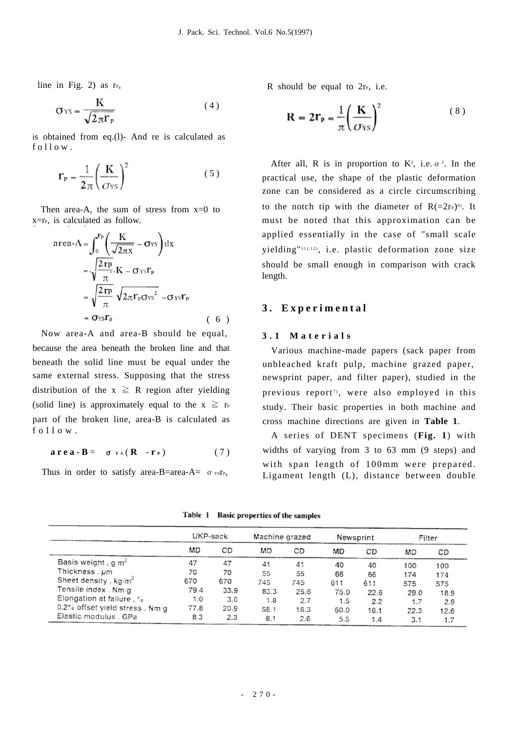line in Fig. 2) as $r_P$,

$$\sigma_{YS} = \frac{K}{\sqrt{2\pi r_p}} \tag{4}$$

is obtained from eq.(l)- And re is calculated as follow.

$$r_p = \frac{1}{2\pi}\left(\frac{K}{\sigma_{YS}}\right)^2 \tag{5}$$

Then area-A, the sum of stress from x=0 to x=$r_P$, is calculated as follow.

$$\begin{aligned}
\text{area-A} &= \int_0^{r_p}\left(\frac{K}{\sqrt{2\pi x}} - \sigma_{YS}\right)dx \\
&= \sqrt{\frac{2r_p}{\pi}}\cdot K - \sigma_{YS} r_p \\
&= \sqrt{\frac{2r_p}{\pi}}\sqrt{2\pi r_p \sigma_{YS}^2} - \sigma_{YS} r_p \\
&= \sigma_{YS} r_p
\end{aligned} \tag{6}$$

Now area-A and area-B should be equal, because the area beneath the broken line and that beneath the solid line must be equal under the same external stress. Supposing that the stress distribution of the x ≧ R region after yielding (solid line) is approximately equal to the x ≧ $r_P$ part of the broken line, area-B is calculated as follow.

$$\text{area-B} = \sigma_{YS}(R - r_P) \tag{7}$$

Thus in order to satisfy area-B=area-A= $\sigma_{YS} r_P$, R should be equal to $2r_P$, i.e.

$$R = 2r_p = \frac{1}{\pi}\left(\frac{K}{\sigma_{YS}}\right)^2 \tag{8}$$

After all, R is in proportion to $K^2$, i.e. $\sigma^2$. In the practical use, the shape of the plastic deformation zone can be considered as a circle circumscribing to the notch tip with the diameter of R(=$2r_P$)[9]. It must be noted that this approximation can be applied essentially in the case of "small scale yielding"[11),12)], i.e. plastic deformation zone size should be small enough in comparison with crack length.

## 3. Experimental

### 3.1 Materials

Various machine-made papers (sack paper from unbleached kraft pulp, machine grazed paper, newsprint paper, and filter paper), studied in the previous report[7)], were also employed in this study. Their basic properties in both machine and cross machine directions are given in **Table 1**.

A series of DENT specimens (**Fig. 1**) with widths of varying from 3 to 63 mm (9 steps) and with span length of 100mm were prepared. Ligament length (L), distance between double

**Table 1 Basic properties of the samples**

| | UKP-sack | | Machine grazed | | Newsprint | | Filter | |
|---|---|---|---|---|---|---|---|---|
| | MD | CD | MD | CD | MD | CD | MD | CD |
| Basis weight, g/m$^2$ | 47 | 47 | 41 | 41 | 40 | 40 | 100 | 100 |
| Thickness, μm | 70 | 70 | 55 | 55 | 66 | 66 | 174 | 174 |
| Sheet density, kg/m$^3$ | 670 | 670 | 745 | 745 | 611 | 611 | 575 | 575 |
| Tensile index, Nm/g | 79.4 | 33.9 | 83.3 | 25.6 | 75.0 | 22.6 | 29.0 | 18.9 |
| Elongation at failure, % | 1.0 | 3.0 | 1.8 | 2.7 | 1.5 | 2.2 | 1.7 | 2.9 |
| 0.2% offset yield stress, Nm/g | 77.8 | 20.9 | 56.1 | 18.3 | 60.0 | 16.1 | 22.3 | 12.6 |
| Elastic modulus, GPa | 8.3 | 2.3 | 6.1 | 2.6 | 5.5 | 1.4 | 3.1 | 1.7 |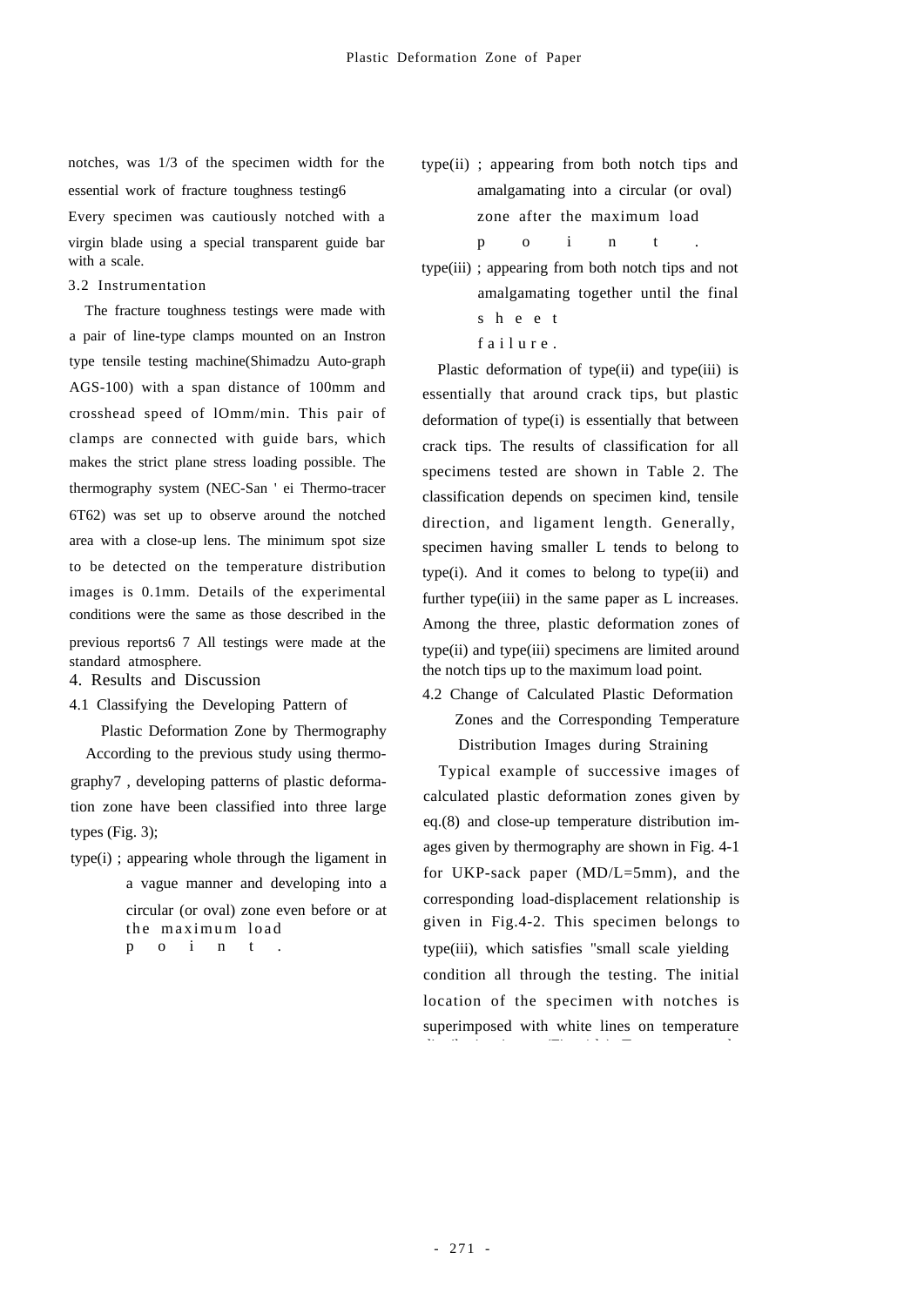notches, was 1/3 of the specimen width for the essential work of fracture toughness testing6 Every specimen was cautiously notched with a virgin blade using a special transparent guide bar with a scale.

### 3.2 Instrumentation

The fracture toughness testings were made with a pair of line-type clamps mounted on an Instron type tensile testing machine(Shimadzu Auto-graph AGS-100) with a span distance of 100mm and crosshead speed of lOmm/min. This pair of clamps are connected with guide bars, which makes the strict plane stress loading possible. The thermography system (NEC-San ' ei Thermo-tracer 6T62) was set up to observe around the notched area with a close-up lens. The minimum spot size to be detected on the temperature distribution images is 0.1mm. Details of the experimental conditions were the same as those described in the previous reports6 7 All testings were made at the standard atmosphere.

## 4. Results and Discussion

### 4.1 Classifying the Developing Pattern of Plastic Deformation Zone by Thermography

According to the previous study using thermography7 , developing patterns of plastic deformation zone have been classified into three large types (Fig. 3);

type(i) ; appearing whole through the ligament in a vague manner and developing into a circular (or oval) zone even before or at the maximum load point.

type(ii) ; appearing from both notch tips and amalgamating into a circular (or oval) zone after the maximum load point.

type(iii) ; appearing from both notch tips and not amalgamating together until the final sheet failure.

Plastic deformation of type(ii) and type(iii) is essentially that around crack tips, but plastic deformation of type(i) is essentially that between crack tips. The results of classification for all specimens tested are shown in Table 2. The classification depends on specimen kind, tensile direction, and ligament length. Generally, specimen having smaller L tends to belong to type(i). And it comes to belong to type(ii) and further type(iii) in the same paper as L increases. Among the three, plastic deformation zones of type(ii) and type(iii) specimens are limited around the notch tips up to the maximum load point.

### 4.2 Change of Calculated Plastic Deformation Zones and the Corresponding Temperature Distribution Images during Straining

Typical example of successive images of calculated plastic deformation zones given by eq.(8) and close-up temperature distribution images given by thermography are shown in Fig. 4-1 for UKP-sack paper (MD/L=5mm), and the corresponding load-displacement relationship is given in Fig.4-2. This specimen belongs to type(iii), which satisfies "small scale yielding condition all through the testing. The initial location of the specimen with notches is superimposed with white lines on temperature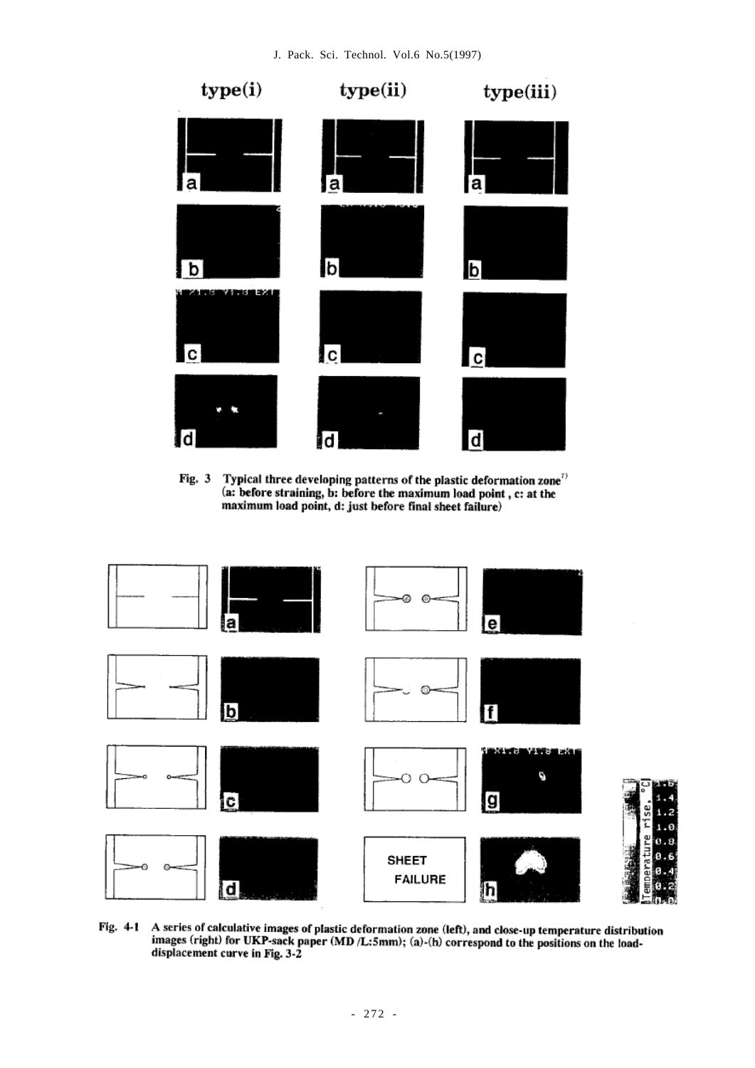Fig. 3 Typical three developing patterns of the plastic deformation zone[7] (a: before straining, b: before the maximum load point, c: at the maximum load point, d: just before final sheet failure)

Fig. 4-1 A series of calculative images of plastic deformation zone (left), and close-up temperature distribution images (right) for UKP-sack paper (MD /L:5mm); (a)-(h) correspond to the positions on the load-displacement curve in Fig. 3-2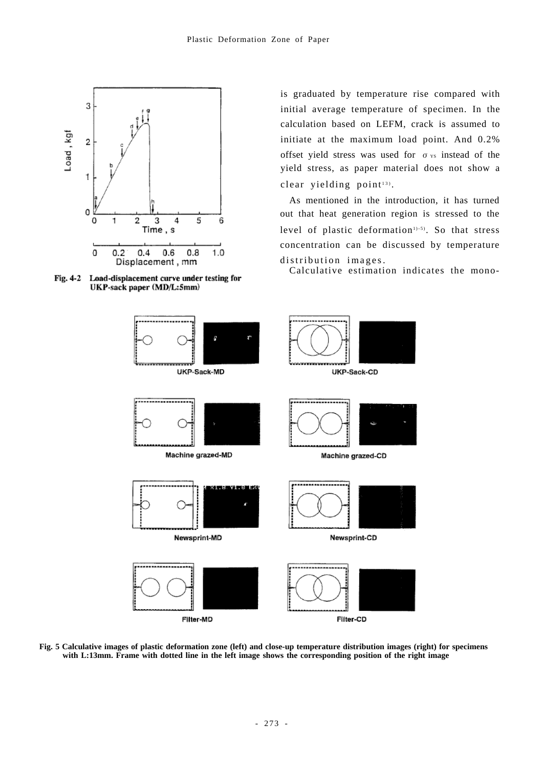Fig. 4-2 Load-displacement curve under testing for UKP-sack paper (MD/L:5mm)

is graduated by temperature rise compared with initial average temperature of specimen. In the calculation based on LEFM, crack is assumed to initiate at the maximum load point. And 0.2% offset yield stress was used for $\sigma_{YS}$ instead of the yield stress, as paper material does not show a clear yielding point[13].

As mentioned in the introduction, it has turned out that heat generation region is stressed to the level of plastic deformation[1)-5)]. So that stress concentration can be discussed by temperature distribution images.

Calculative estimation indicates the mono-

Fig. 5 Calculative images of plastic deformation zone (left) and close-up temperature distribution images (right) for specimens with L:13mm. Frame with dotted line in the left image shows the corresponding position of the right image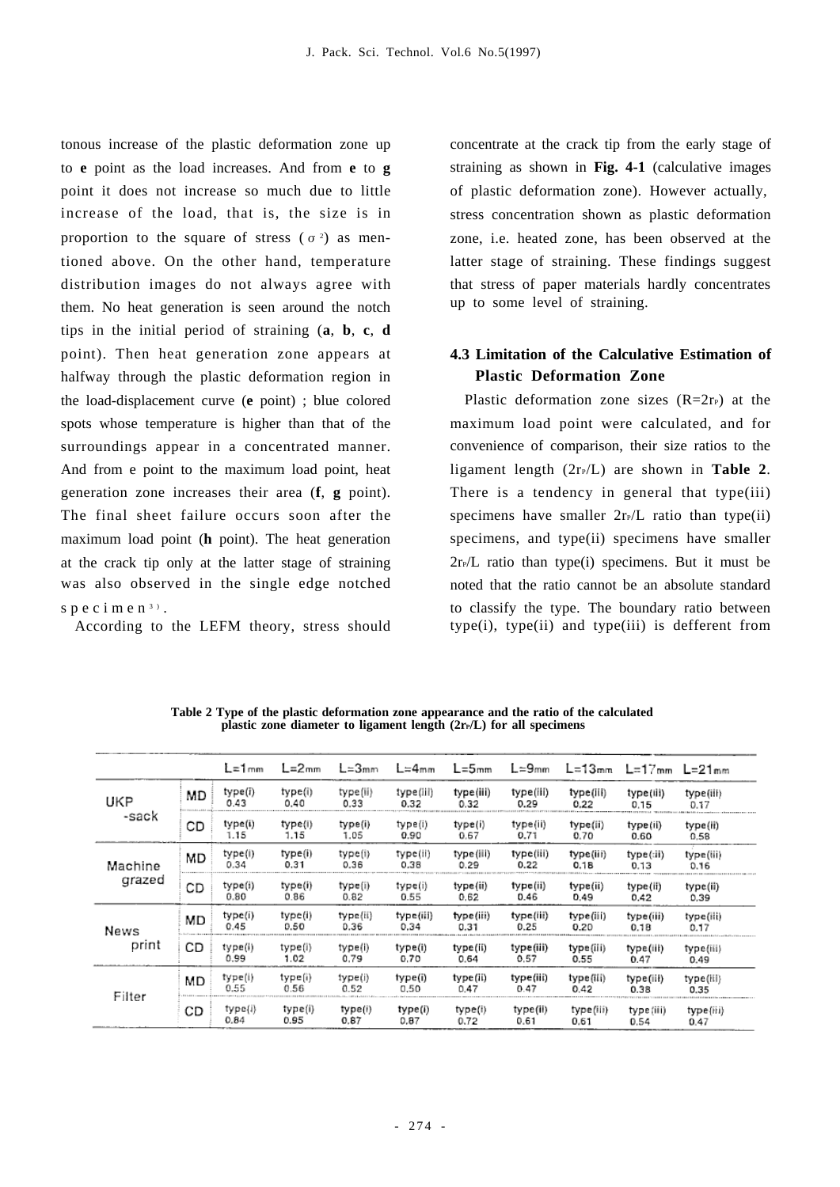tonous increase of the plastic deformation zone up to **e** point as the load increases. And from **e** to **g** point it does not increase so much due to little increase of the load, that is, the size is in proportion to the square of stress ($\sigma^2$) as mentioned above. On the other hand, temperature distribution images do not always agree with them. No heat generation is seen around the notch tips in the initial period of straining (**a**, **b**, **c**, **d** point). Then heat generation zone appears at halfway through the plastic deformation region in the load-displacement curve (**e** point) ; blue colored spots whose temperature is higher than that of the surroundings appear in a concentrated manner. And from e point to the maximum load point, heat generation zone increases their area (**f**, **g** point). The final sheet failure occurs soon after the maximum load point (**h** point). The heat generation at the crack tip only at the latter stage of straining was also observed in the single edge notched specimen[3].

According to the LEFM theory, stress should concentrate at the crack tip from the early stage of straining as shown in **Fig. 4-1** (calculative images of plastic deformation zone). However actually, stress concentration shown as plastic deformation zone, i.e. heated zone, has been observed at the latter stage of straining. These findings suggest that stress of paper materials hardly concentrates up to some level of straining.

### 4.3 Limitation of the Calculative Estimation of Plastic Deformation Zone

Plastic deformation zone sizes ($R=2r_P$) at the maximum load point were calculated, and for convenience of comparison, their size ratios to the ligament length ($2r_P/L$) are shown in **Table 2**. There is a tendency in general that type(iii) specimens have smaller $2r_P/L$ ratio than type(ii) specimens, and type(ii) specimens have smaller $2r_P/L$ ratio than type(i) specimens. But it must be noted that the ratio cannot be an absolute standard to classify the type. The boundary ratio between type(i), type(ii) and type(iii) is defferent from

**Table 2 Type of the plastic deformation zone appearance and the ratio of the calculated plastic zone diameter to ligament length ($2r_P/L$) for all specimens**

| | | L=1mm | L=2mm | L=3mm | L=4mm | L=5mm | L=9mm | L=13mm | L=17mm | L=21mm |
|---|---|---|---|---|---|---|---|---|---|---|
| UKP -sack | MD | type(i) 0.43 | type(i) 0.40 | type(ii) 0.33 | type(iii) 0.32 | type(iii) 0.32 | type(iii) 0.29 | type(iii) 0.22 | type(iii) 0.15 | type(iii) 0.17 |
| | CD | type(i) 1.15 | type(i) 1.15 | type(i) 1.05 | type(i) 0.90 | type(i) 0.67 | type(ii) 0.71 | type(ii) 0.70 | type(ii) 0.60 | type(ii) 0.58 |
| Machine grazed | MD | type(i) 0.34 | type(i) 0.31 | type(i) 0.36 | type(ii) 0.38 | type(iii) 0.29 | type(iii) 0.22 | type(iii) 0.18 | type(ii) 0.13 | type(iii) 0.16 |
| | CD | type(i) 0.80 | type(i) 0.86 | type(i) 0.82 | type(i) 0.55 | type(ii) 0.62 | type(ii) 0.46 | type(ii) 0.49 | type(ii) 0.42 | type(ii) 0.39 |
| News print | MD | type(i) 0.45 | type(i) 0.50 | type(ii) 0.36 | type(iii) 0.34 | type(iii) 0.31 | type(iii) 0.25 | type(iii) 0.20 | type(iii) 0.18 | type(iii) 0.17 |
| | CD | type(i) 0.99 | type(i) 1.02 | type(i) 0.79 | type(i) 0.70 | type(ii) 0.64 | type(iii) 0.57 | type(iii) 0.55 | type(iii) 0.47 | type(iii) 0.49 |
| Filter | MD | type(i) 0.55 | type(i) 0.56 | type(i) 0.52 | type(i) 0.50 | type(ii) 0.47 | type(iii) 0.47 | type(iii) 0.42 | type(iii) 0.38 | type(iii) 0.35 |
| | CD | type(i) 0.84 | type(i) 0.95 | type(i) 0.87 | type(i) 0.87 | type(i) 0.72 | type(ii) 0.61 | type(iii) 0.61 | type(iii) 0.54 | type(iii) 0.47 |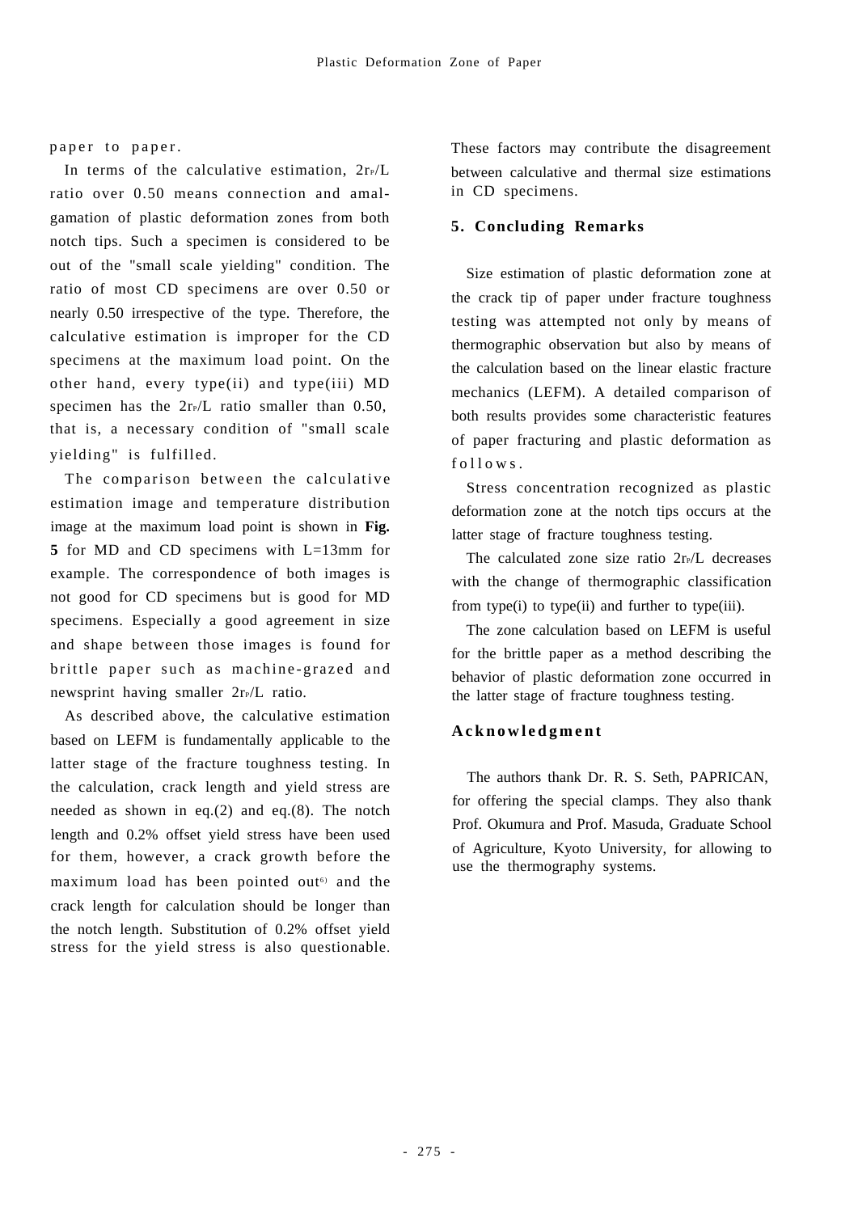paper to paper.

In terms of the calculative estimation, $2r_P/L$ ratio over 0.50 means connection and amalgamation of plastic deformation zones from both notch tips. Such a specimen is considered to be out of the "small scale yielding" condition. The ratio of most CD specimens are over 0.50 or nearly 0.50 irrespective of the type. Therefore, the calculative estimation is improper for the CD specimens at the maximum load point. On the other hand, every type(ii) and type(iii) MD specimen has the $2r_P/L$ ratio smaller than 0.50, that is, a necessary condition of "small scale yielding" is fulfilled.

The comparison between the calculative estimation image and temperature distribution image at the maximum load point is shown in **Fig. 5** for MD and CD specimens with L=13mm for example. The correspondence of both images is not good for CD specimens but is good for MD specimens. Especially a good agreement in size and shape between those images is found for brittle paper such as machine-grazed and newsprint having smaller $2r_P/L$ ratio.

As described above, the calculative estimation based on LEFM is fundamentally applicable to the latter stage of the fracture toughness testing. In the calculation, crack length and yield stress are needed as shown in eq.(2) and eq.(8). The notch length and 0.2% offset yield stress have been used for them, however, a crack growth before the maximum load has been pointed out[6] and the crack length for calculation should be longer than the notch length. Substitution of 0.2% offset yield stress for the yield stress is also questionable. These factors may contribute the disagreement between calculative and thermal size estimations in CD specimens.

## 5. Concluding Remarks

Size estimation of plastic deformation zone at the crack tip of paper under fracture toughness testing was attempted not only by means of thermographic observation but also by means of the calculation based on the linear elastic fracture mechanics (LEFM). A detailed comparison of both results provides some characteristic features of paper fracturing and plastic deformation as follows.

Stress concentration recognized as plastic deformation zone at the notch tips occurs at the latter stage of fracture toughness testing.

The calculated zone size ratio $2r_P/L$ decreases with the change of thermographic classification from type(i) to type(ii) and further to type(iii).

The zone calculation based on LEFM is useful for the brittle paper as a method describing the behavior of plastic deformation zone occurred in the latter stage of fracture toughness testing.

## Acknowledgment

The authors thank Dr. R. S. Seth, PAPRICAN, for offering the special clamps. They also thank Prof. Okumura and Prof. Masuda, Graduate School of Agriculture, Kyoto University, for allowing to use the thermography systems.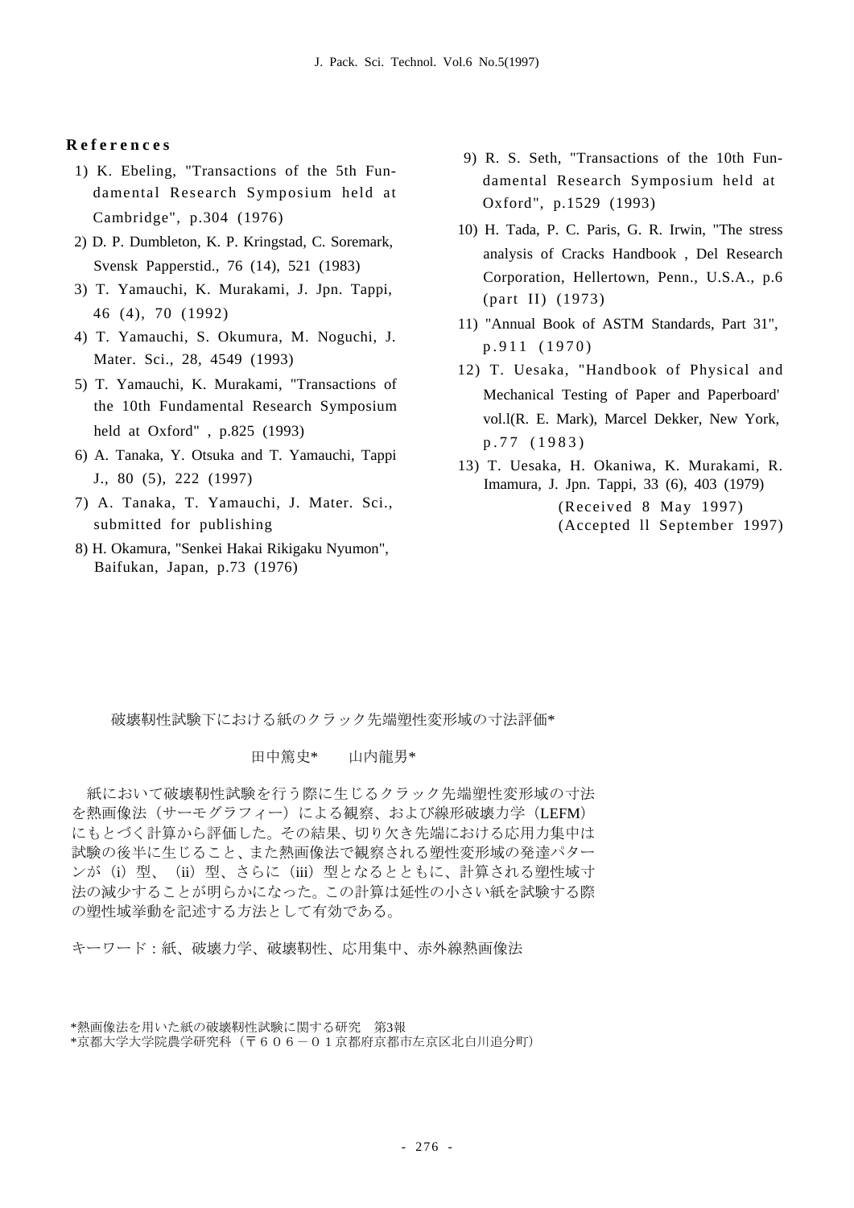## References

1) K. Ebeling, "Transactions of the 5th Fundamental Research Symposium held at Cambridge", p.304 (1976)
2) D. P. Dumbleton, K. P. Kringstad, C. Soremark, Svensk Papperstid., 76 (14), 521 (1983)
3) T. Yamauchi, K. Murakami, J. Jpn. Tappi, 46 (4), 70 (1992)
4) T. Yamauchi, S. Okumura, M. Noguchi, J. Mater. Sci., 28, 4549 (1993)
5) T. Yamauchi, K. Murakami, "Transactions of the 10th Fundamental Research Symposium held at Oxford" , p.825 (1993)
6) A. Tanaka, Y. Otsuka and T. Yamauchi, Tappi J., 80 (5), 222 (1997)
7) A. Tanaka, T. Yamauchi, J. Mater. Sci., submitted for publishing
8) H. Okamura, "Senkei Hakai Rikigaku Nyumon", Baifukan, Japan, p.73 (1976)
9) R. S. Seth, "Transactions of the 10th Fundamental Research Symposium held at Oxford", p.1529 (1993)
10) H. Tada, P. C. Paris, G. R. Irwin, "The stress analysis of Cracks Handbook , Del Research Corporation, Hellertown, Penn., U.S.A., p.6 (part II) (1973)
11) "Annual Book of ASTM Standards, Part 31", p.911 (1970)
12) T. Uesaka, "Handbook of Physical and Mechanical Testing of Paper and Paperboard' vol.l(R. E. Mark), Marcel Dekker, New York, p.77 (1983)
13) T. Uesaka, H. Okaniwa, K. Murakami, R. Imamura, J. Jpn. Tappi, 33 (6), 403 (1979)

(Received 8 May 1997)
(Accepted ll September 1997)

破壊靭性試験下における紙のクラック先端塑性変形域の寸法評価*

田中篤史*　山内龍男*

紙において破壊靭性試験を行う際に生じるクラック先端塑性変形域の寸法を熱画像法（サーモグラフィー）による観察、および線形破壊力学（LEFM）にもとづく計算から評価した。その結果、切り欠き先端における応用力集中は試験の後半に生じること、また熱画像法で観察される塑性変形域の発達パターンが（i）型、（ii）型、さらに（iii）型となるとともに、計算される塑性域寸法の減少することが明らかになった。この計算は延性の小さい紙を試験する際の塑性域挙動を記述する方法として有効である。

キーワード：紙、破壊力学、破壊靭性、応用集中、赤外線熱画像法

*熱画像法を用いた紙の破壊靭性試験に関する研究　第3報
*京都大学大学院農学研究科（〒６０６－０１京都府京都市左京区北白川追分町）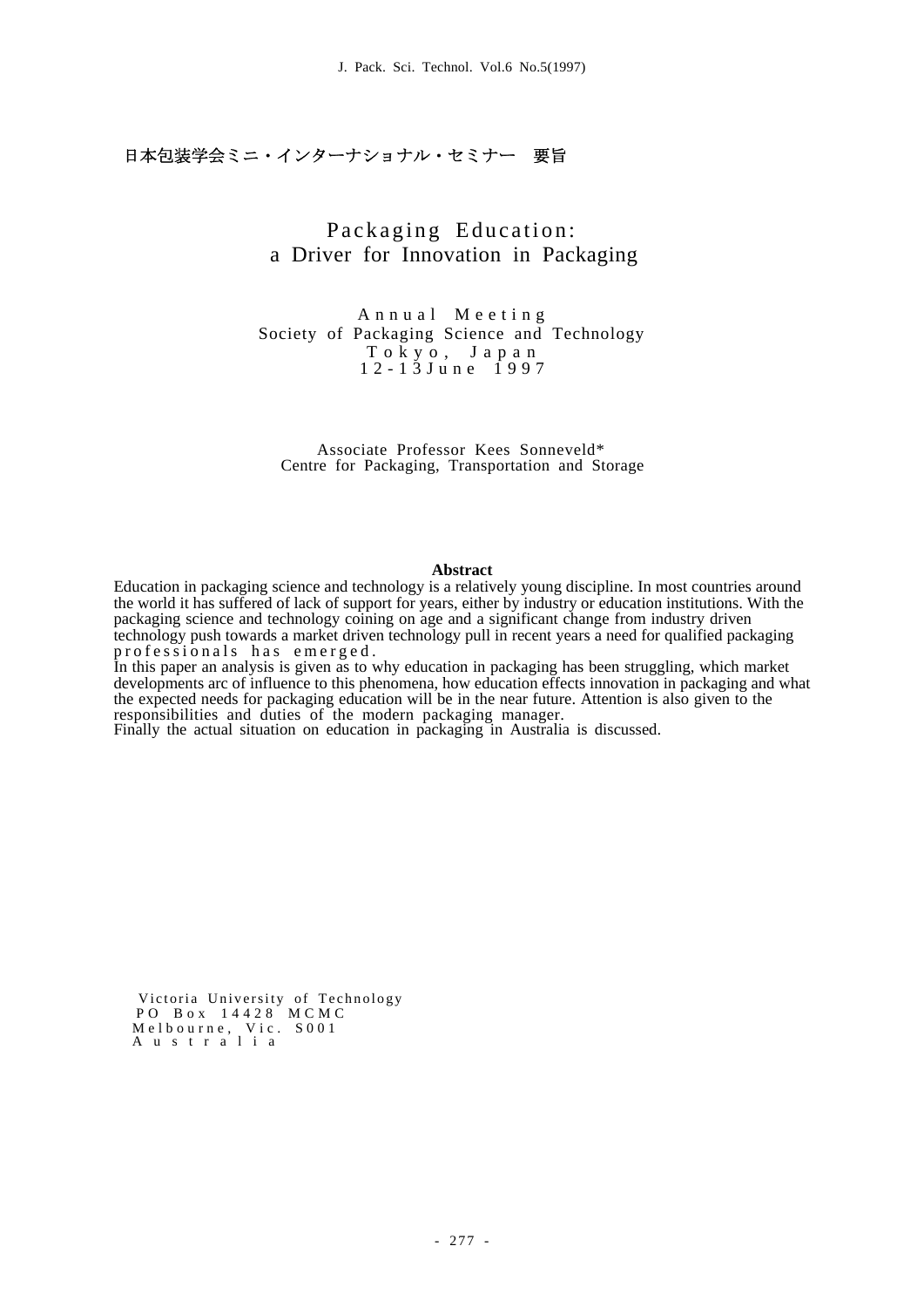日本包装学会ミニ・インターナショナル・セミナー　要旨

# Packaging Education: a Driver for Innovation in Packaging

Annual Meeting
Society of Packaging Science and Technology
Tokyo, Japan
12-13 June 1997

Associate Professor Kees Sonneveld*
Centre for Packaging, Transportation and Storage

**Abstract**

Education in packaging science and technology is a relatively young discipline. In most countries around the world it has suffered of lack of support for years, either by industry or education institutions. With the packaging science and technology coining on age and a significant change from industry driven technology push towards a market driven technology pull in recent years a need for qualified packaging professionals has emerged.

In this paper an analysis is given as to why education in packaging has been struggling, which market developments arc of influence to this phenomena, how education effects innovation in packaging and what the expected needs for packaging education will be in the near future. Attention is also given to the responsibilities and duties of the modern packaging manager.

Finally the actual situation on education in packaging in Australia is discussed.

Victoria University of Technology
PO Box 14428 MCMC
Melbourne, Vic. S001
Australia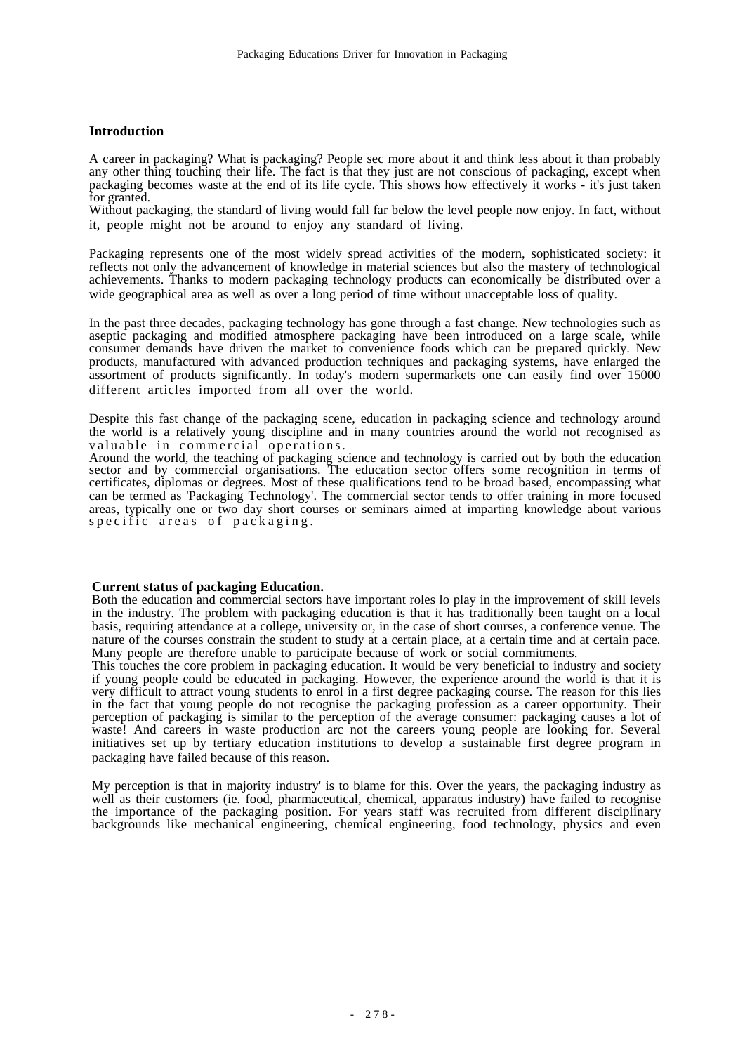## Introduction

A career in packaging? What is packaging? People sec more about it and think less about it than probably any other thing touching their life. The fact is that they just are not conscious of packaging, except when packaging becomes waste at the end of its life cycle. This shows how effectively it works - it's just taken for granted.
Without packaging, the standard of living would fall far below the level people now enjoy. In fact, without it, people might not be around to enjoy any standard of living.

Packaging represents one of the most widely spread activities of the modern, sophisticated society: it reflects not only the advancement of knowledge in material sciences but also the mastery of technological achievements. Thanks to modern packaging technology products can economically be distributed over a wide geographical area as well as over a long period of time without unacceptable loss of quality.

In the past three decades, packaging technology has gone through a fast change. New technologies such as aseptic packaging and modified atmosphere packaging have been introduced on a large scale, while consumer demands have driven the market to convenience foods which can be prepared quickly. New products, manufactured with advanced production techniques and packaging systems, have enlarged the assortment of products significantly. In today's modern supermarkets one can easily find over 15000 different articles imported from all over the world.

Despite this fast change of the packaging scene, education in packaging science and technology around the world is a relatively young discipline and in many countries around the world not recognised as valuable in commercial operations.
Around the world, the teaching of packaging science and technology is carried out by both the education sector and by commercial organisations. The education sector offers some recognition in terms of certificates, diplomas or degrees. Most of these qualifications tend to be broad based, encompassing what can be termed as 'Packaging Technology'. The commercial sector tends to offer training in more focused areas, typically one or two day short courses or seminars aimed at imparting knowledge about various specific areas of packaging.

## Current status of packaging Education.

Both the education and commercial sectors have important roles lo play in the improvement of skill levels in the industry. The problem with packaging education is that it has traditionally been taught on a local basis, requiring attendance at a college, university or, in the case of short courses, a conference venue. The nature of the courses constrain the student to study at a certain place, at a certain time and at certain pace. Many people are therefore unable to participate because of work or social commitments.
This touches the core problem in packaging education. It would be very beneficial to industry and society if young people could be educated in packaging. However, the experience around the world is that it is very difficult to attract young students to enrol in a first degree packaging course. The reason for this lies in the fact that young people do not recognise the packaging profession as a career opportunity. Their perception of packaging is similar to the perception of the average consumer: packaging causes a lot of waste! And careers in waste production arc not the careers young people are looking for. Several initiatives set up by tertiary education institutions to develop a sustainable first degree program in packaging have failed because of this reason.

My perception is that in majority industry' is to blame for this. Over the years, the packaging industry as well as their customers (ie. food, pharmaceutical, chemical, apparatus industry) have failed to recognise the importance of the packaging position. For years staff was recruited from different disciplinary backgrounds like mechanical engineering, chemical engineering, food technology, physics and even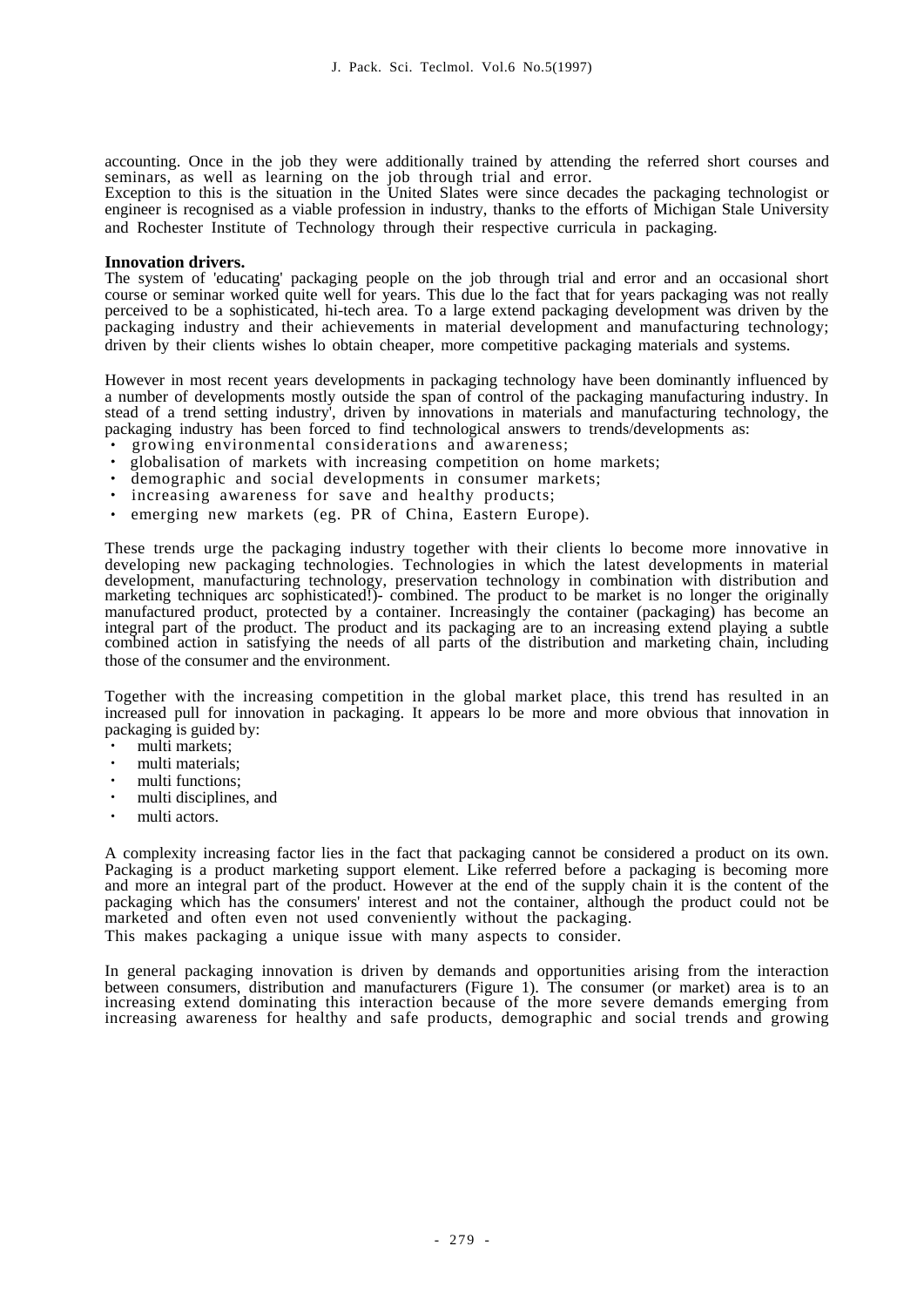accounting. Once in the job they were additionally trained by attending the referred short courses and seminars, as well as learning on the job through trial and error.
Exception to this is the situation in the United Slates were since decades the packaging technologist or engineer is recognised as a viable profession in industry, thanks to the efforts of Michigan Stale University and Rochester Institute of Technology through their respective curricula in packaging.

**Innovation drivers.**
The system of 'educating' packaging people on the job through trial and error and an occasional short course or seminar worked quite well for years. This due lo the fact that for years packaging was not really perceived to be a sophisticated, hi-tech area. To a large extend packaging development was driven by the packaging industry and their achievements in material development and manufacturing technology; driven by their clients wishes lo obtain cheaper, more competitive packaging materials and systems.

However in most recent years developments in packaging technology have been dominantly influenced by a number of developments mostly outside the span of control of the packaging manufacturing industry. In stead of a trend setting industry', driven by innovations in materials and manufacturing technology, the packaging industry has been forced to find technological answers to trends/developments as:

- growing environmental considerations and awareness;
- globalisation of markets with increasing competition on home markets;
- demographic and social developments in consumer markets;
- increasing awareness for save and healthy products;
- emerging new markets (eg. PR of China, Eastern Europe).

These trends urge the packaging industry together with their clients lo become more innovative in developing new packaging technologies. Technologies in which the latest developments in material development, manufacturing technology, preservation technology in combination with distribution and marketing techniques arc sophisticated!)- combined. The product to be market is no longer the originally manufactured product, protected by a container. Increasingly the container (packaging) has become an integral part of the product. The product and its packaging are to an increasing extend playing a subtle combined action in satisfying the needs of all parts of the distribution and marketing chain, including those of the consumer and the environment.

Together with the increasing competition in the global market place, this trend has resulted in an increased pull for innovation in packaging. It appears lo be more and more obvious that innovation in packaging is guided by:

- multi markets;
- multi materials;
- multi functions;
- multi disciplines, and
- multi actors.

A complexity increasing factor lies in the fact that packaging cannot be considered a product on its own. Packaging is a product marketing support element. Like referred before a packaging is becoming more and more an integral part of the product. However at the end of the supply chain it is the content of the packaging which has the consumers' interest and not the container, although the product could not be marketed and often even not used conveniently without the packaging.
This makes packaging a unique issue with many aspects to consider.

In general packaging innovation is driven by demands and opportunities arising from the interaction between consumers, distribution and manufacturers (Figure 1). The consumer (or market) area is to an increasing extend dominating this interaction because of the more severe demands emerging from increasing awareness for healthy and safe products, demographic and social trends and growing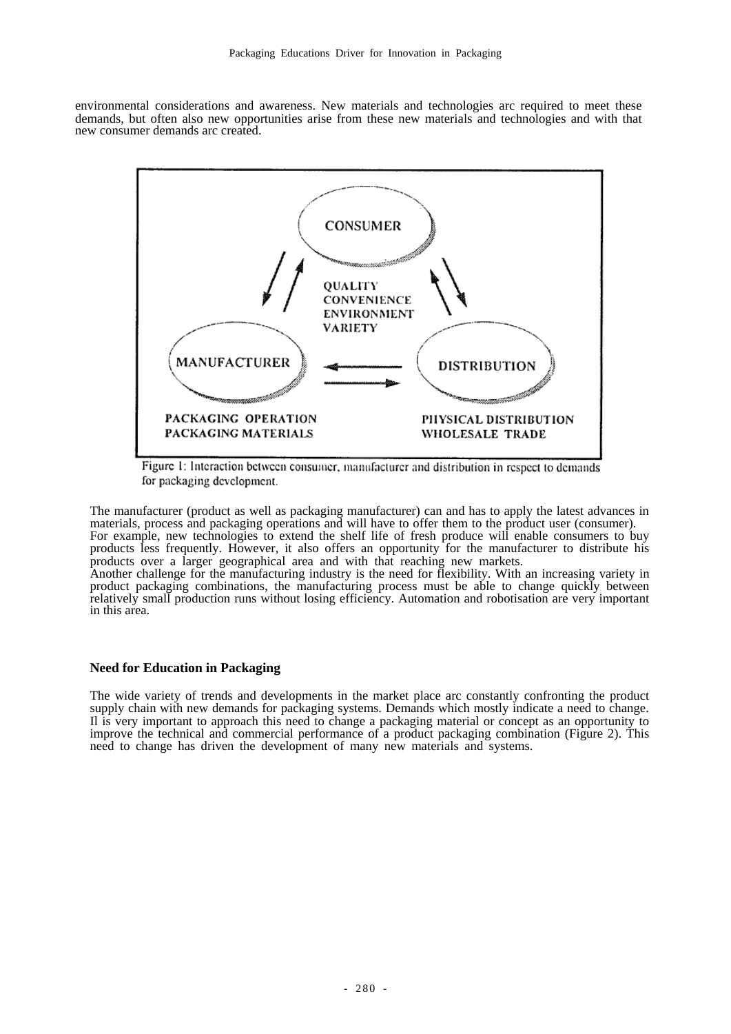environmental considerations and awareness. New materials and technologies arc required to meet these demands, but often also new opportunities arise from these new materials and technologies and with that new consumer demands arc created.

CONSUMER

QUALITY
CONVENIENCE
ENVIRONMENT
VARIETY

MANUFACTURER

DISTRIBUTION

PACKAGING OPERATION
PACKAGING MATERIALS

PHYSICAL DISTRIBUTION
WHOLESALE TRADE

Figure 1: Interaction between consumer, manufacturer and distribution in respect to demands for packaging development.

The manufacturer (product as well as packaging manufacturer) can and has to apply the latest advances in materials, process and packaging operations and will have to offer them to the product user (consumer).
For example, new technologies to extend the shelf life of fresh produce will enable consumers to buy products less frequently. However, it also offers an opportunity for the manufacturer to distribute his products over a larger geographical area and with that reaching new markets.
Another challenge for the manufacturing industry is the need for flexibility. With an increasing variety in product packaging combinations, the manufacturing process must be able to change quickly between relatively small production runs without losing efficiency. Automation and robotisation are very important in this area.

## Need for Education in Packaging

The wide variety of trends and developments in the market place arc constantly confronting the product supply chain with new demands for packaging systems. Demands which mostly indicate a need to change. Il is very important to approach this need to change a packaging material or concept as an opportunity to improve the technical and commercial performance of a product packaging combination (Figure 2). This need to change has driven the development of many new materials and systems.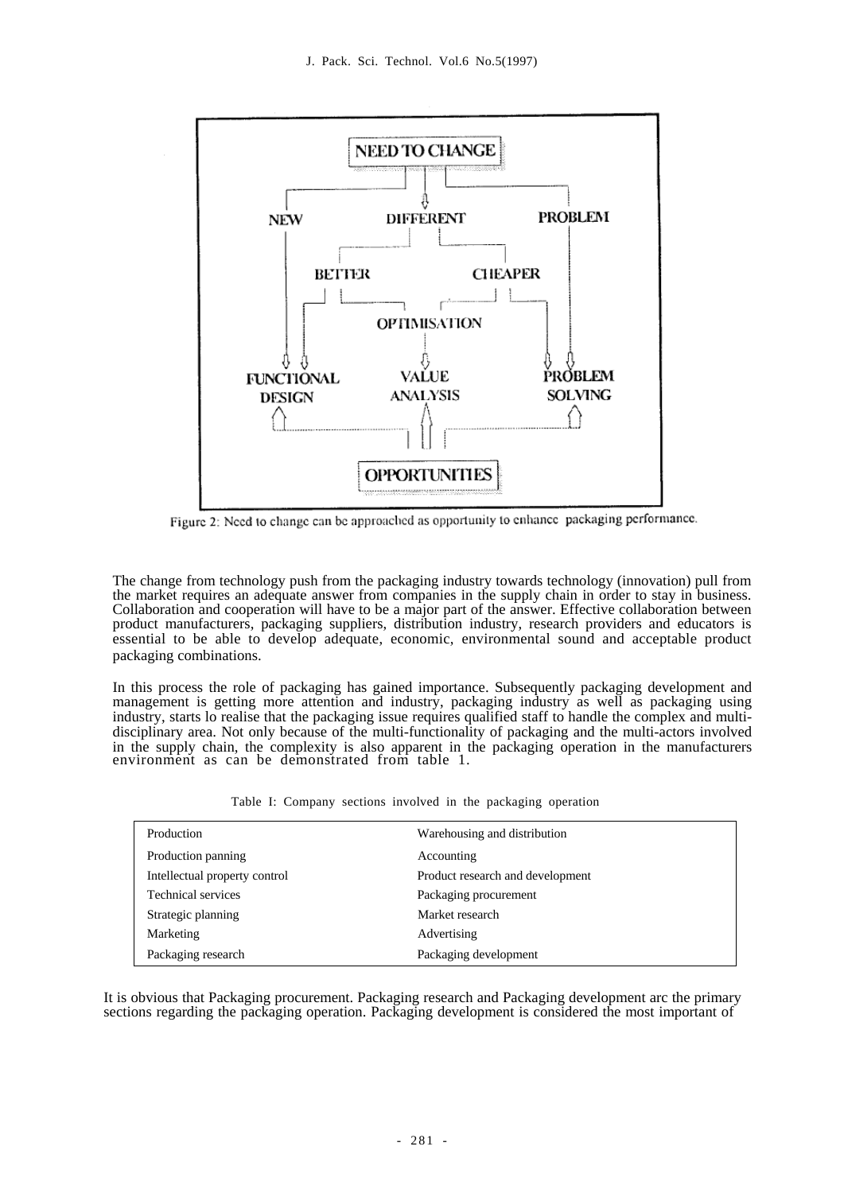Figure 2: Need to change can be approached as opportunity to enhance packaging performance.

The change from technology push from the packaging industry towards technology (innovation) pull from the market requires an adequate answer from companies in the supply chain in order to stay in business. Collaboration and cooperation will have to be a major part of the answer. Effective collaboration between product manufacturers, packaging suppliers, distribution industry, research providers and educators is essential to be able to develop adequate, economic, environmental sound and acceptable product packaging combinations.

In this process the role of packaging has gained importance. Subsequently packaging development and management is getting more attention and industry, packaging industry as well as packaging using industry, starts lo realise that the packaging issue requires qualified staff to handle the complex and multi-disciplinary area. Not only because of the multi-functionality of packaging and the multi-actors involved in the supply chain, the complexity is also apparent in the packaging operation in the manufacturers environment as can be demonstrated from table 1.

Table I: Company sections involved in the packaging operation

| | |
|---|---|
| Production | Warehousing and distribution |
| Production panning | Accounting |
| Intellectual property control | Product research and development |
| Technical services | Packaging procurement |
| Strategic planning | Market research |
| Marketing | Advertising |
| Packaging research | Packaging development |

It is obvious that Packaging procurement. Packaging research and Packaging development arc the primary sections regarding the packaging operation. Packaging development is considered the most important of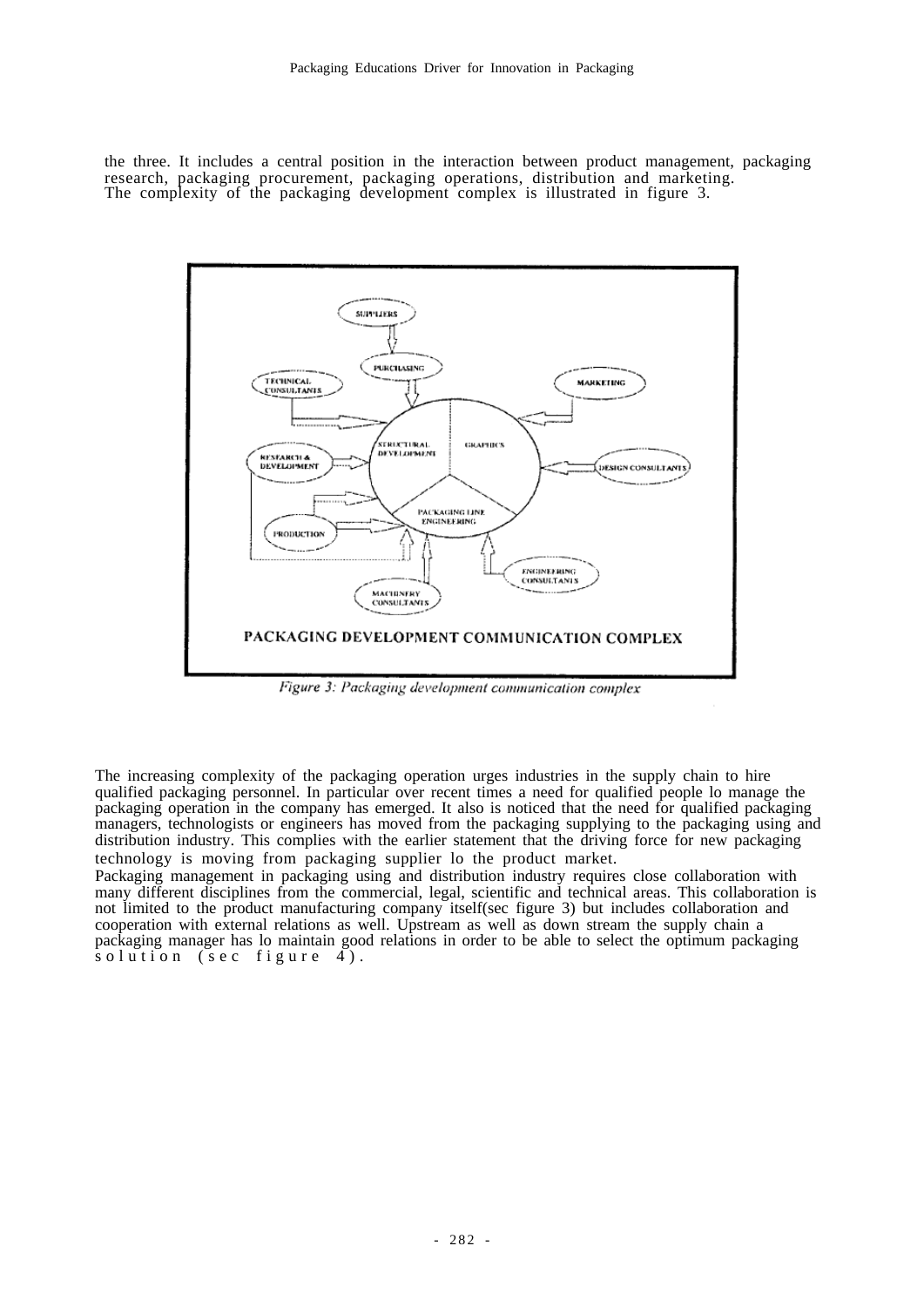the three. It includes a central position in the interaction between product management, packaging research, packaging procurement, packaging operations, distribution and marketing. The complexity of the packaging development complex is illustrated in figure 3.

Figure 3: Packaging development communication complex

The increasing complexity of the packaging operation urges industries in the supply chain to hire qualified packaging personnel. In particular over recent times a need for qualified people lo manage the packaging operation in the company has emerged. It also is noticed that the need for qualified packaging managers, technologists or engineers has moved from the packaging supplying to the packaging using and distribution industry. This complies with the earlier statement that the driving force for new packaging technology is moving from packaging supplier lo the product market.

Packaging management in packaging using and distribution industry requires close collaboration with many different disciplines from the commercial, legal, scientific and technical areas. This collaboration is not limited to the product manufacturing company itself(sec figure 3) but includes collaboration and cooperation with external relations as well. Upstream as well as down stream the supply chain a packaging manager has lo maintain good relations in order to be able to select the optimum packaging solution (sec figure 4).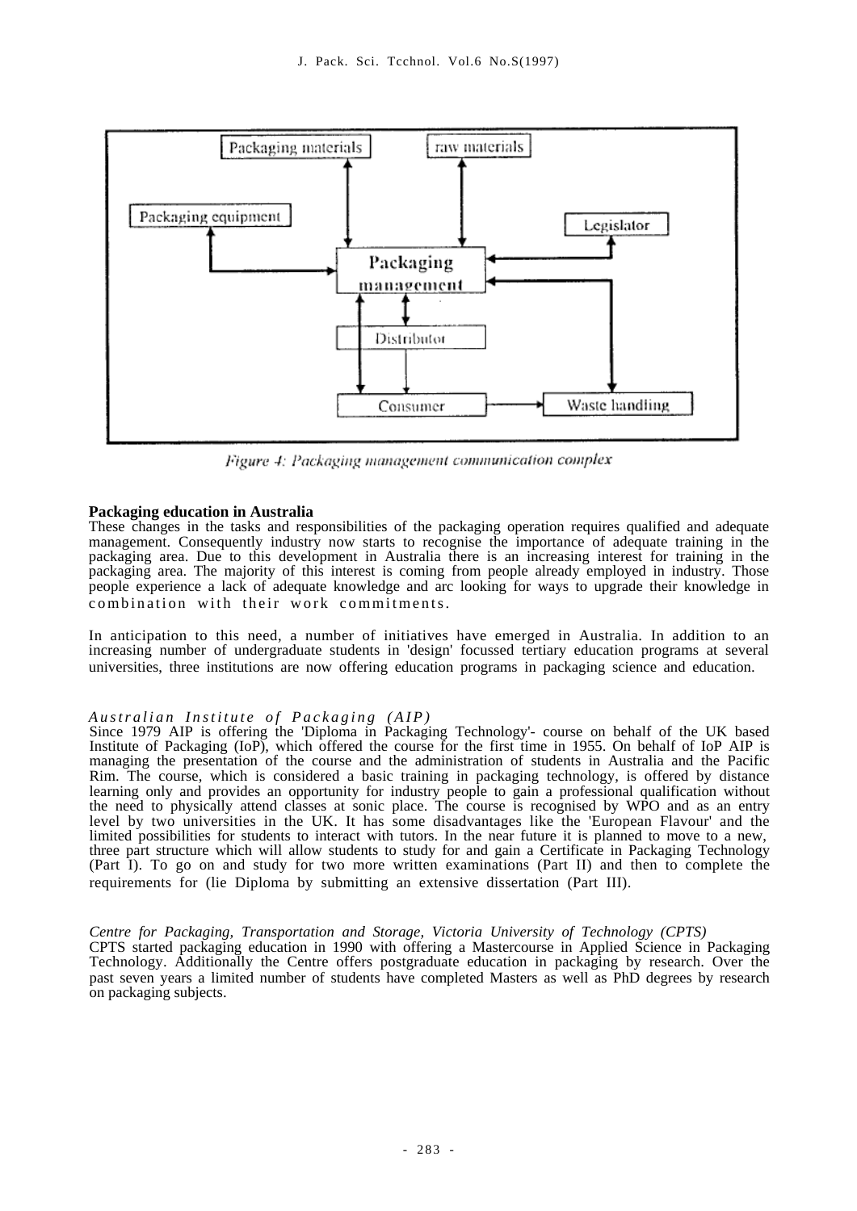Figure 4: Packaging management communication complex

**Packaging education in Australia**

These changes in the tasks and responsibilities of the packaging operation requires qualified and adequate management. Consequently industry now starts to recognise the importance of adequate training in the packaging area. Due to this development in Australia there is an increasing interest for training in the packaging area. The majority of this interest is coming from people already employed in industry. Those people experience a lack of adequate knowledge and arc looking for ways to upgrade their knowledge in combination with their work commitments.

In anticipation to this need, a number of initiatives have emerged in Australia. In addition to an increasing number of undergraduate students in 'design' focussed tertiary education programs at several universities, three institutions are now offering education programs in packaging science and education.

*Australian Institute of Packaging (AIP)*

Since 1979 AIP is offering the 'Diploma in Packaging Technology'- course on behalf of the UK based Institute of Packaging (IoP), which offered the course for the first time in 1955. On behalf of IoP AIP is managing the presentation of the course and the administration of students in Australia and the Pacific Rim. The course, which is considered a basic training in packaging technology, is offered by distance learning only and provides an opportunity for industry people to gain a professional qualification without the need to physically attend classes at sonic place. The course is recognised by WPO and as an entry level by two universities in the UK. It has some disadvantages like the 'European Flavour' and the limited possibilities for students to interact with tutors. In the near future it is planned to move to a new, three part structure which will allow students to study for and gain a Certificate in Packaging Technology (Part I). To go on and study for two more written examinations (Part II) and then to complete the requirements for (lie Diploma by submitting an extensive dissertation (Part III).

*Centre for Packaging, Transportation and Storage, Victoria University of Technology (CPTS)*

CPTS started packaging education in 1990 with offering a Mastercourse in Applied Science in Packaging Technology. Additionally the Centre offers postgraduate education in packaging by research. Over the past seven years a limited number of students have completed Masters as well as PhD degrees by research on packaging subjects.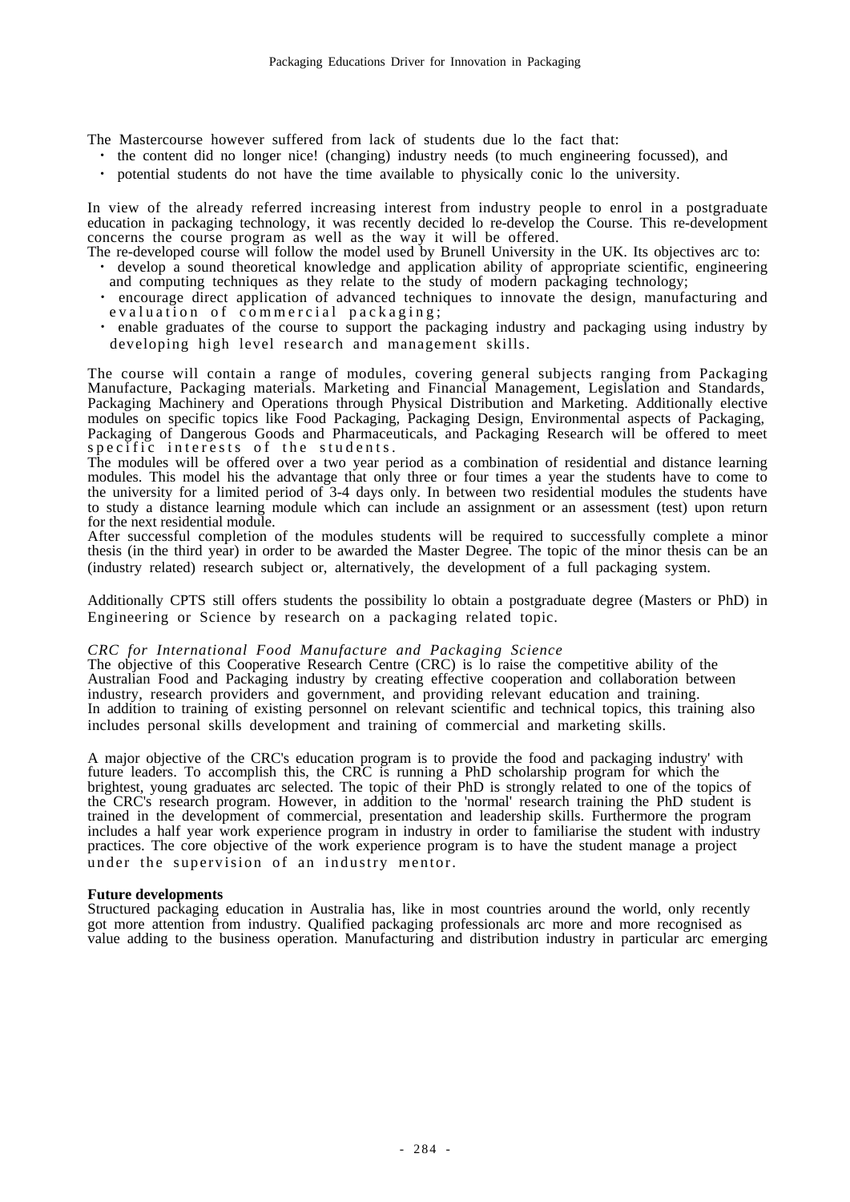The Mastercourse however suffered from lack of students due lo the fact that:

- the content did no longer nice! (changing) industry needs (to much engineering focussed), and
- potential students do not have the time available to physically conic lo the university.

In view of the already referred increasing interest from industry people to enrol in a postgraduate education in packaging technology, it was recently decided lo re-develop the Course. This re-development concerns the course program as well as the way it will be offered.
The re-developed course will follow the model used by Brunell University in the UK. Its objectives arc to:

- develop a sound theoretical knowledge and application ability of appropriate scientific, engineering and computing techniques as they relate to the study of modern packaging technology;
- encourage direct application of advanced techniques to innovate the design, manufacturing and evaluation of commercial packaging;
- enable graduates of the course to support the packaging industry and packaging using industry by developing high level research and management skills.

The course will contain a range of modules, covering general subjects ranging from Packaging Manufacture, Packaging materials. Marketing and Financial Management, Legislation and Standards, Packaging Machinery and Operations through Physical Distribution and Marketing. Additionally elective modules on specific topics like Food Packaging, Packaging Design, Environmental aspects of Packaging, Packaging of Dangerous Goods and Pharmaceuticals, and Packaging Research will be offered to meet specific interests of the students.
The modules will be offered over a two year period as a combination of residential and distance learning modules. This model his the advantage that only three or four times a year the students have to come to the university for a limited period of 3-4 days only. In between two residential modules the students have to study a distance learning module which can include an assignment or an assessment (test) upon return for the next residential module.
After successful completion of the modules students will be required to successfully complete a minor thesis (in the third year) in order to be awarded the Master Degree. The topic of the minor thesis can be an (industry related) research subject or, alternatively, the development of a full packaging system.

Additionally CPTS still offers students the possibility lo obtain a postgraduate degree (Masters or PhD) in Engineering or Science by research on a packaging related topic.

*CRC for International Food Manufacture and Packaging Science*
The objective of this Cooperative Research Centre (CRC) is lo raise the competitive ability of the Australian Food and Packaging industry by creating effective cooperation and collaboration between industry, research providers and government, and providing relevant education and training.
In addition to training of existing personnel on relevant scientific and technical topics, this training also includes personal skills development and training of commercial and marketing skills.

A major objective of the CRC's education program is to provide the food and packaging industry' with future leaders. To accomplish this, the CRC is running a PhD scholarship program for which the brightest, young graduates arc selected. The topic of their PhD is strongly related to one of the topics of the CRC's research program. However, in addition to the 'normal' research training the PhD student is trained in the development of commercial, presentation and leadership skills. Furthermore the program includes a half year work experience program in industry in order to familiarise the student with industry practices. The core objective of the work experience program is to have the student manage a project under the supervision of an industry mentor.

**Future developments**
Structured packaging education in Australia has, like in most countries around the world, only recently got more attention from industry. Qualified packaging professionals arc more and more recognised as value adding to the business operation. Manufacturing and distribution industry in particular arc emerging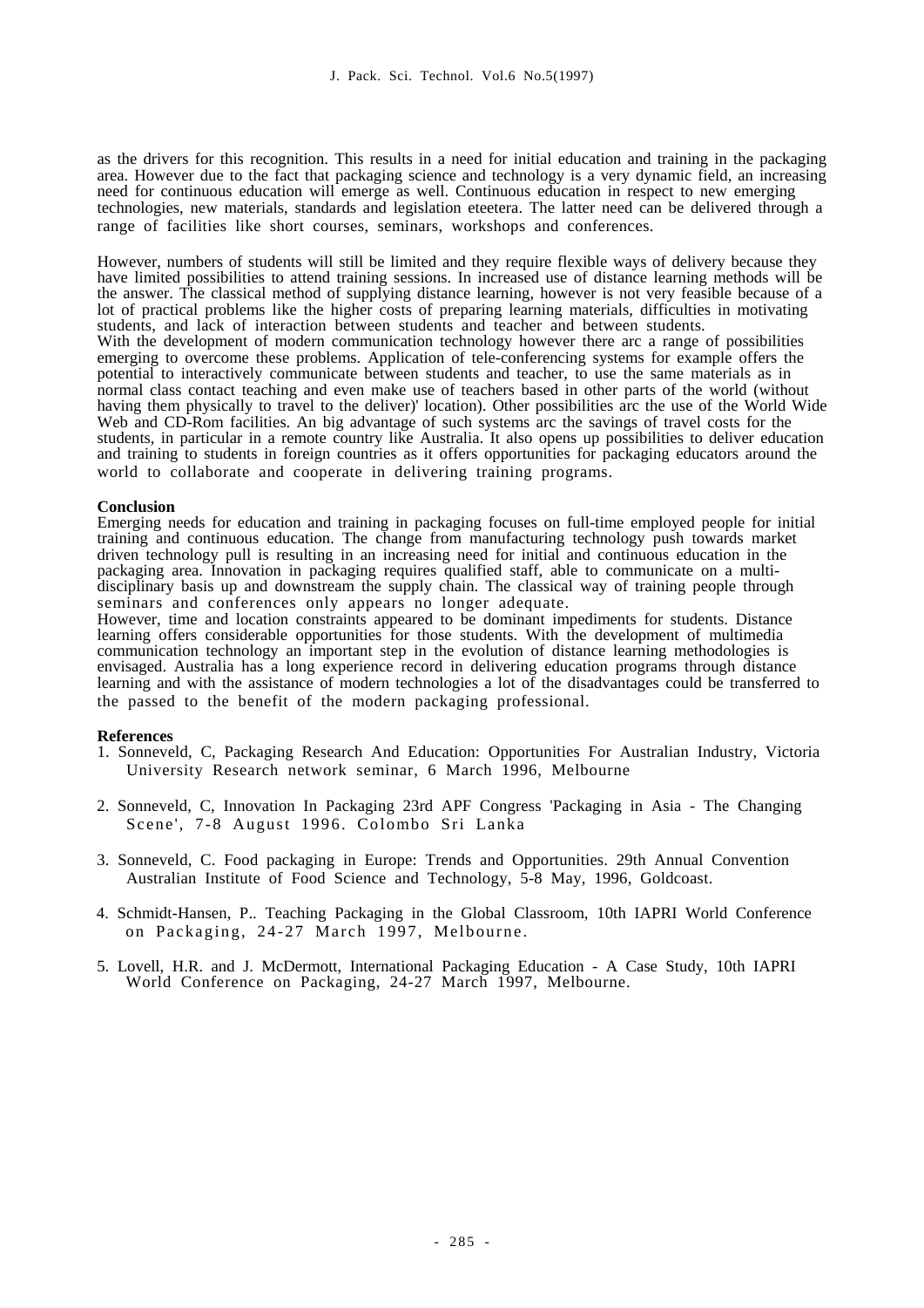as the drivers for this recognition. This results in a need for initial education and training in the packaging area. However due to the fact that packaging science and technology is a very dynamic field, an increasing need for continuous education will emerge as well. Continuous education in respect to new emerging technologies, new materials, standards and legislation eteetera. The latter need can be delivered through a range of facilities like short courses, seminars, workshops and conferences.

However, numbers of students will still be limited and they require flexible ways of delivery because they have limited possibilities to attend training sessions. In increased use of distance learning methods will be the answer. The classical method of supplying distance learning, however is not very feasible because of a lot of practical problems like the higher costs of preparing learning materials, difficulties in motivating students, and lack of interaction between students and teacher and between students.
With the development of modern communication technology however there arc a range of possibilities emerging to overcome these problems. Application of tele-conferencing systems for example offers the potential to interactively communicate between students and teacher, to use the same materials as in normal class contact teaching and even make use of teachers based in other parts of the world (without having them physically to travel to the deliver)' location). Other possibilities arc the use of the World Wide Web and CD-Rom facilities. An big advantage of such systems arc the savings of travel costs for the students, in particular in a remote country like Australia. It also opens up possibilities to deliver education and training to students in foreign countries as it offers opportunities for packaging educators around the world to collaborate and cooperate in delivering training programs.

**Conclusion**

Emerging needs for education and training in packaging focuses on full-time employed people for initial training and continuous education. The change from manufacturing technology push towards market driven technology pull is resulting in an increasing need for initial and continuous education in the packaging area. Innovation in packaging requires qualified staff, able to communicate on a multi-disciplinary basis up and downstream the supply chain. The classical way of training people through seminars and conferences only appears no longer adequate.
However, time and location constraints appeared to be dominant impediments for students. Distance learning offers considerable opportunities for those students. With the development of multimedia communication technology an important step in the evolution of distance learning methodologies is envisaged. Australia has a long experience record in delivering education programs through distance learning and with the assistance of modern technologies a lot of the disadvantages could be transferred to the passed to the benefit of the modern packaging professional.

**References**

1. Sonneveld, C, Packaging Research And Education: Opportunities For Australian Industry, Victoria University Research network seminar, 6 March 1996, Melbourne
2. Sonneveld, C, Innovation In Packaging 23rd APF Congress 'Packaging in Asia - The Changing Scene', 7-8 August 1996. Colombo Sri Lanka
3. Sonneveld, C. Food packaging in Europe: Trends and Opportunities. 29th Annual Convention Australian Institute of Food Science and Technology, 5-8 May, 1996, Goldcoast.
4. Schmidt-Hansen, P.. Teaching Packaging in the Global Classroom, 10th IAPRI World Conference on Packaging, 24-27 March 1997, Melbourne.
5. Lovell, H.R. and J. McDermott, International Packaging Education - A Case Study, 10th IAPRI World Conference on Packaging, 24-27 March 1997, Melbourne.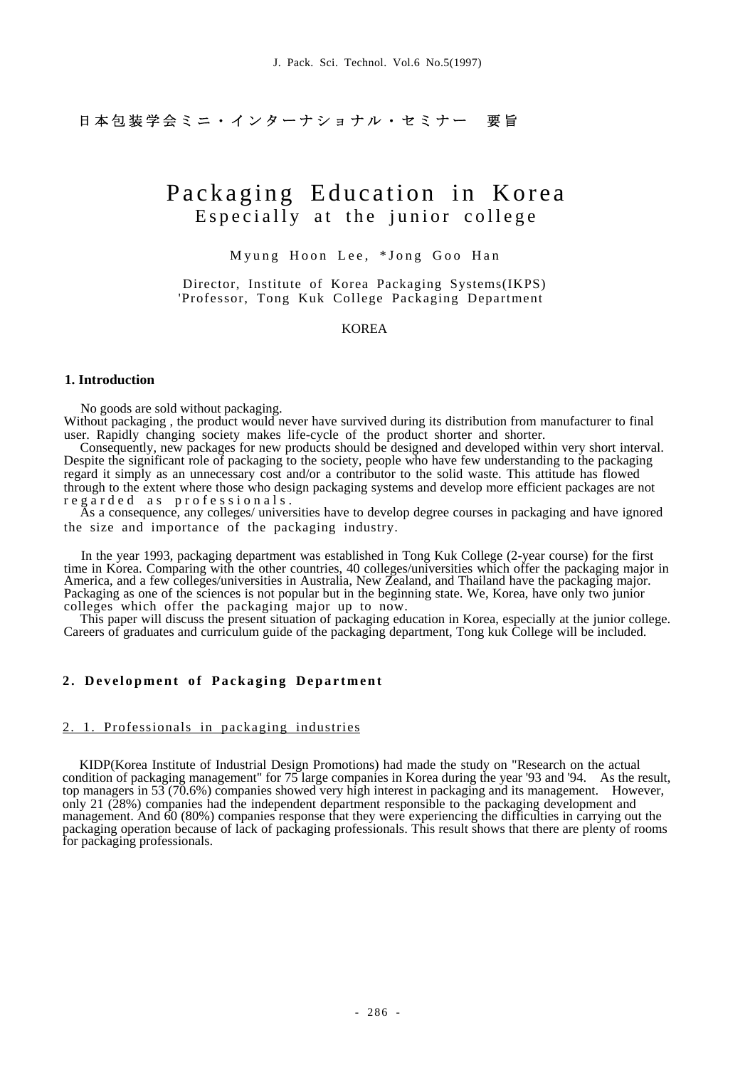日本包装学会ミニ・インターナショナル・セミナー　要旨

# Packaging Education in Korea
## Especially at the junior college

Myung Hoon Lee, *Jong Goo Han

Director, Institute of Korea Packaging Systems(IKPS)
*Professor, Tong Kuk College Packaging Department

KOREA

### 1. Introduction

No goods are sold without packaging.
Without packaging , the product would never have survived during its distribution from manufacturer to final user. Rapidly changing society makes life-cycle of the product shorter and shorter.

Consequently, new packages for new products should be designed and developed within very short interval. Despite the significant role of packaging to the society, people who have few understanding to the packaging regard it simply as an unnecessary cost and/or a contributor to the solid waste. This attitude has flowed through to the extent where those who design packaging systems and develop more efficient packages are not regarded as professionals.

As a consequence, any colleges/ universities have to develop degree courses in packaging and have ignored the size and importance of the packaging industry.

In the year 1993, packaging department was established in Tong Kuk College (2-year course) for the first time in Korea. Comparing with the other countries, 40 colleges/universities which offer the packaging major in America, and a few colleges/universities in Australia, New Zealand, and Thailand have the packaging major. Packaging as one of the sciences is not popular but in the beginning state. We, Korea, have only two junior colleges which offer the packaging major up to now.

This paper will discuss the present situation of packaging education in Korea, especially at the junior college. Careers of graduates and curriculum guide of the packaging department, Tong kuk College will be included.

### 2. Development of Packaging Department

#### 2. 1. Professionals in packaging industries

KIDP(Korea Institute of Industrial Design Promotions) had made the study on "Research on the actual condition of packaging management" for 75 large companies in Korea during the year '93 and '94. As the result, top managers in 53 (70.6%) companies showed very high interest in packaging and its management. However, only 21 (28%) companies had the independent department responsible to the packaging development and management. And 60 (80%) companies response that they were experiencing the difficulties in carrying out the packaging operation because of lack of packaging professionals. This result shows that there are plenty of rooms for packaging professionals.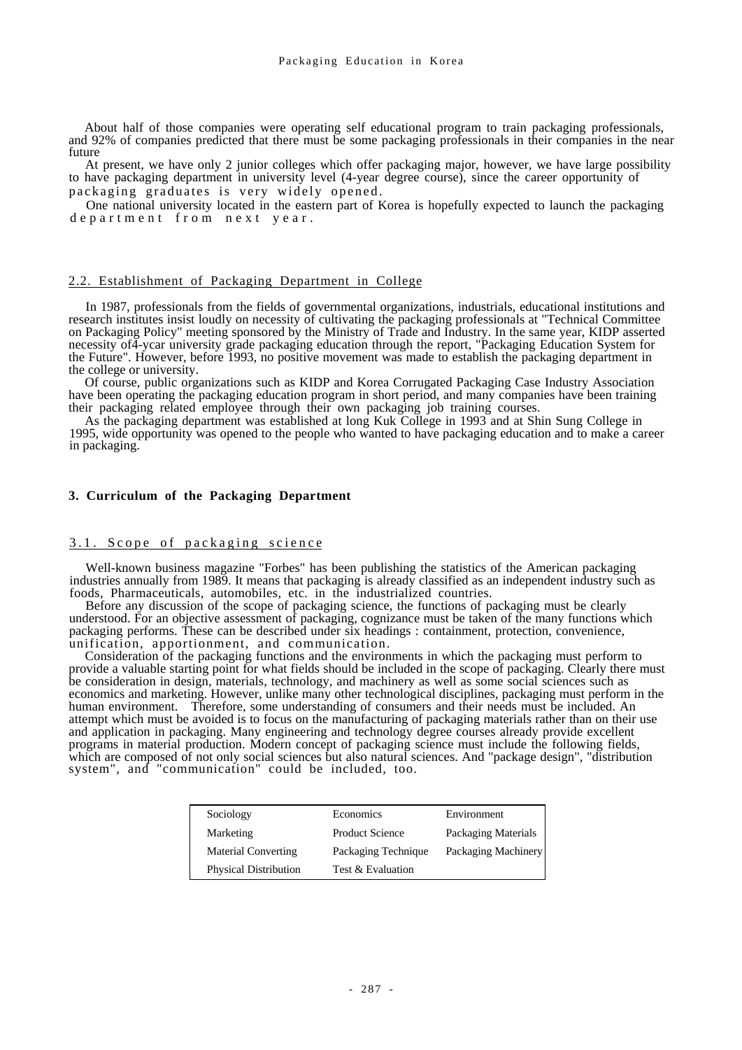About half of those companies were operating self educational program to train packaging professionals, and 92% of companies predicted that there must be some packaging professionals in their companies in the near future

At present, we have only 2 junior colleges which offer packaging major, however, we have large possibility to have packaging department in university level (4-year degree course), since the career opportunity of packaging graduates is very widely opened.

One national university located in the eastern part of Korea is hopefully expected to launch the packaging department from next year.

## 2.2. Establishment of Packaging Department in College

In 1987, professionals from the fields of governmental organizations, industrials, educational institutions and research institutes insist loudly on necessity of cultivating the packaging professionals at "Technical Committee on Packaging Policy" meeting sponsored by the Ministry of Trade and Industry. In the same year, KIDP asserted necessity of4-ycar university grade packaging education through the report, "Packaging Education System for the Future". However, before 1993, no positive movement was made to establish the packaging department in the college or university.

Of course, public organizations such as KIDP and Korea Corrugated Packaging Case Industry Association have been operating the packaging education program in short period, and many companies have been training their packaging related employee through their own packaging job training courses.

As the packaging department was established at long Kuk College in 1993 and at Shin Sung College in 1995, wide opportunity was opened to the people who wanted to have packaging education and to make a career in packaging.

# 3. Curriculum of the Packaging Department

## 3.1. Scope of packaging science

Well-known business magazine "Forbes" has been publishing the statistics of the American packaging industries annually from 1989. It means that packaging is already classified as an independent industry such as foods, Pharmaceuticals, automobiles, etc. in the industrialized countries.

Before any discussion of the scope of packaging science, the functions of packaging must be clearly understood. For an objective assessment of packaging, cognizance must be taken of the many functions which packaging performs. These can be described under six headings : containment, protection, convenience, unification, apportionment, and communication.

Consideration of the packaging functions and the environments in which the packaging must perform to provide a valuable starting point for what fields should be included in the scope of packaging. Clearly there must be consideration in design, materials, technology, and machinery as well as some social sciences such as economics and marketing. However, unlike many other technological disciplines, packaging must perform in the human environment. Therefore, some understanding of consumers and their needs must be included. An attempt which must be avoided is to focus on the manufacturing of packaging materials rather than on their use and application in packaging. Many engineering and technology degree courses already provide excellent programs in material production. Modern concept of packaging science must include the following fields, which are composed of not only social sciences but also natural sciences. And "package design", "distribution system", and "communication" could be included, too.

| | | |
|---|---|---|
| Sociology | Economics | Environment |
| Marketing | Product Science | Packaging Materials |
| Material Converting | Packaging Technique | Packaging Machinery |
| Physical Distribution | Test & Evaluation | |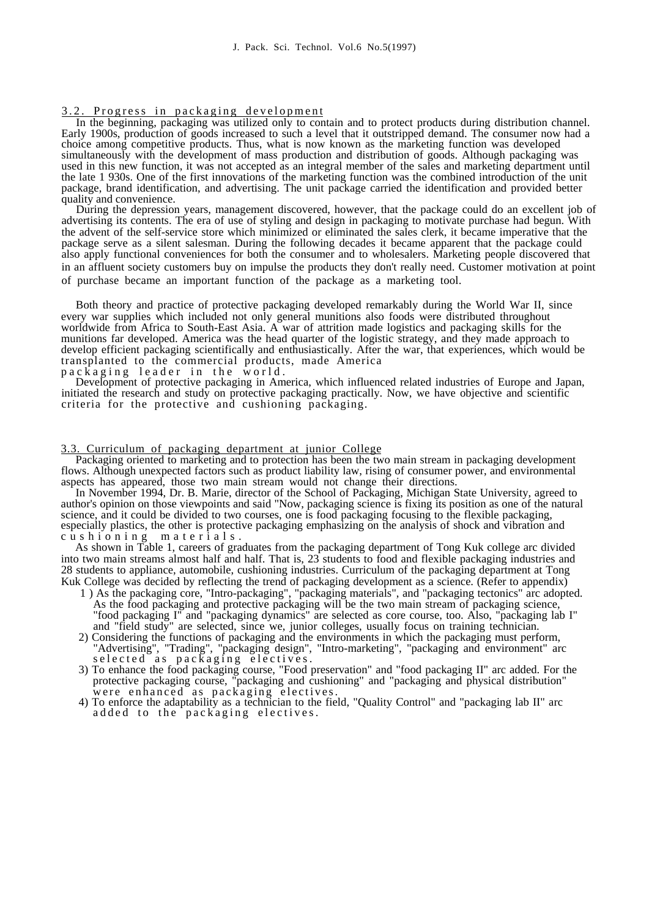### 3.2. Progress in packaging development

In the beginning, packaging was utilized only to contain and to protect products during distribution channel. Early 1900s, production of goods increased to such a level that it outstripped demand. The consumer now had a choice among competitive products. Thus, what is now known as the marketing function was developed simultaneously with the development of mass production and distribution of goods. Although packaging was used in this new function, it was not accepted as an integral member of the sales and marketing department until the late 1 930s. One of the first innovations of the marketing function was the combined introduction of the unit package, brand identification, and advertising. The unit package carried the identification and provided better quality and convenience.

During the depression years, management discovered, however, that the package could do an excellent job of advertising its contents. The era of use of styling and design in packaging to motivate purchase had begun. With the advent of the self-service store which minimized or eliminated the sales clerk, it became imperative that the package serve as a silent salesman. During the following decades it became apparent that the package could also apply functional conveniences for both the consumer and to wholesalers. Marketing people discovered that in an affluent society customers buy on impulse the products they don't really need. Customer motivation at point of purchase became an important function of the package as a marketing tool.

Both theory and practice of protective packaging developed remarkably during the World War II, since every war supplies which included not only general munitions also foods were distributed throughout worldwide from Africa to South-East Asia. A war of attrition made logistics and packaging skills for the munitions far developed. America was the head quarter of the logistic strategy, and they made approach to develop efficient packaging scientifically and enthusiastically. After the war, that experiences, which would be transplanted to the commercial products, made America packaging leader in the world.

Development of protective packaging in America, which influenced related industries of Europe and Japan, initiated the research and study on protective packaging practically. Now, we have objective and scientific criteria for the protective and cushioning packaging.

### 3.3. Curriculum of packaging department at junior College

Packaging oriented to marketing and to protection has been the two main stream in packaging development flows. Although unexpected factors such as product liability law, rising of consumer power, and environmental aspects has appeared, those two main stream would not change their directions.

In November 1994, Dr. B. Marie, director of the School of Packaging, Michigan State University, agreed to author's opinion on those viewpoints and said "Now, packaging science is fixing its position as one of the natural science, and it could be divided to two courses, one is food packaging focusing to the flexible packaging, especially plastics, the other is protective packaging emphasizing on the analysis of shock and vibration and cushioning materials.

As shown in Table 1, careers of graduates from the packaging department of Tong Kuk college arc divided into two main streams almost half and half. That is, 23 students to food and flexible packaging industries and 28 students to appliance, automobile, cushioning industries. Curriculum of the packaging department at Tong Kuk College was decided by reflecting the trend of packaging development as a science. (Refer to appendix)

1 ) As the packaging core, "Intro-packaging", "packaging materials", and "packaging tectonics" arc adopted. As the food packaging and protective packaging will be the two main stream of packaging science, "food packaging I" and "packaging dynamics" are selected as core course, too. Also, "packaging lab I" and "field study" are selected, since we, junior colleges, usually focus on training technician.
2) Considering the functions of packaging and the environments in which the packaging must perform, "Advertising", "Trading", "packaging design", "Intro-marketing", "packaging and environment" arc selected as packaging electives.
3) To enhance the food packaging course, "Food preservation" and "food packaging II" arc added. For the protective packaging course, "packaging and cushioning" and "packaging and physical distribution" were enhanced as packaging electives.
4) To enforce the adaptability as a technician to the field, "Quality Control" and "packaging lab II" arc added to the packaging electives.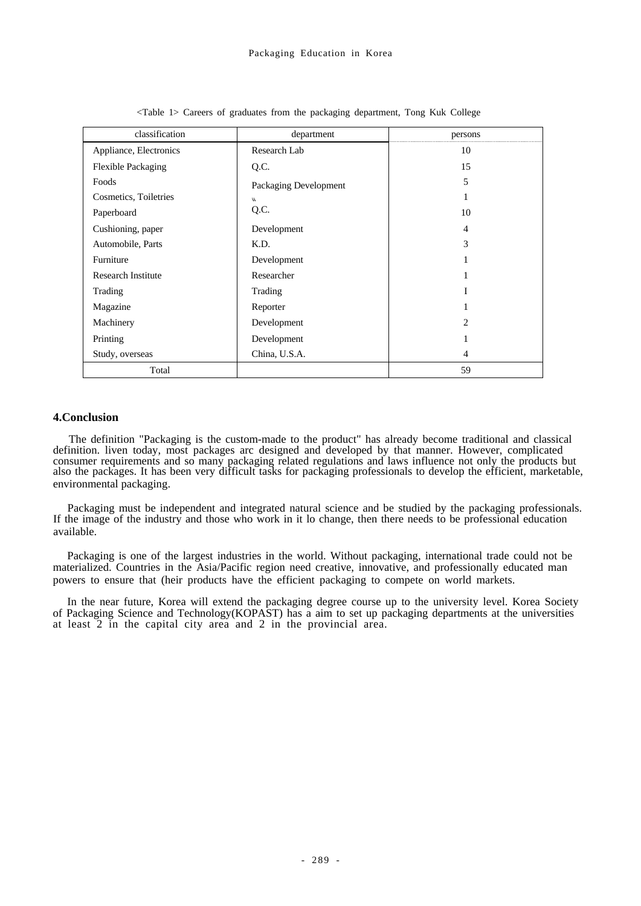<Table 1> Careers of graduates from the packaging department, Tong Kuk College

| classification | department | persons |
|---|---|---|
| Appliance, Electronics | Research Lab | 10 |
| Flexible Packaging | Q.C. | 15 |
| Foods | Packaging Development | 5 |
| Cosmetics, Toiletries | \\ | 1 |
| Paperboard | Q.C. | 10 |
| Cushioning, paper | Development | 4 |
| Automobile, Parts | K.D. | 3 |
| Furniture | Development | 1 |
| Research Institute | Researcher | 1 |
| Trading | Trading | I |
| Magazine | Reporter | 1 |
| Machinery | Development | 2 |
| Printing | Development | 1 |
| Study, overseas | China, U.S.A. | 4 |
| Total | | 59 |

## 4.Conclusion

The definition "Packaging is the custom-made to the product" has already become traditional and classical definition. liven today, most packages arc designed and developed by that manner. However, complicated consumer requirements and so many packaging related regulations and laws influence not only the products but also the packages. It has been very difficult tasks for packaging professionals to develop the efficient, marketable, environmental packaging.

Packaging must be independent and integrated natural science and be studied by the packaging professionals. If the image of the industry and those who work in it lo change, then there needs to be professional education available.

Packaging is one of the largest industries in the world. Without packaging, international trade could not be materialized. Countries in the Asia/Pacific region need creative, innovative, and professionally educated man powers to ensure that (heir products have the efficient packaging to compete on world markets.

In the near future, Korea will extend the packaging degree course up to the university level. Korea Society of Packaging Science and Technology(KOPAST) has a aim to set up packaging departments at the universities at least 2 in the capital city area and 2 in the provincial area.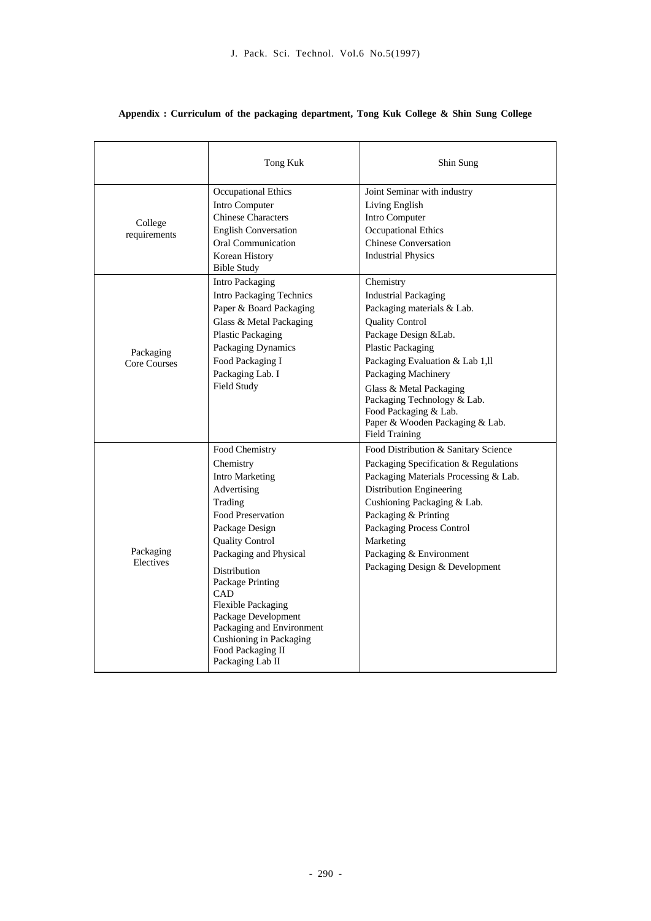**Appendix : Curriculum of the packaging department, Tong Kuk College & Shin Sung College**

| | Tong Kuk | Shin Sung |
|---|---|---|
| College requirements | Occupational Ethics<br>Intro Computer<br>Chinese Characters<br>English Conversation<br>Oral Communication<br>Korean History<br>Bible Study | Joint Seminar with industry<br>Living English<br>Intro Computer<br>Occupational Ethics<br>Chinese Conversation<br>Industrial Physics |
| Packaging Core Courses | Intro Packaging<br>Intro Packaging Technics<br>Paper & Board Packaging<br>Glass & Metal Packaging<br>Plastic Packaging<br>Packaging Dynamics<br>Food Packaging I<br>Packaging Lab. I<br>Field Study | Chemistry<br>Industrial Packaging<br>Packaging materials & Lab.<br>Quality Control<br>Package Design &Lab.<br>Plastic Packaging<br>Packaging Evaluation & Lab 1,ll<br>Packaging Machinery<br>Glass & Metal Packaging<br>Packaging Technology & Lab.<br>Food Packaging & Lab.<br>Paper & Wooden Packaging & Lab.<br>Field Training |
| Packaging Electives | Food Chemistry<br>Chemistry<br>Intro Marketing<br>Advertising<br>Trading<br>Food Preservation<br>Package Design<br>Quality Control<br>Packaging and Physical<br>Distribution<br>Package Printing<br>CAD<br>Flexible Packaging<br>Package Development<br>Packaging and Environment<br>Cushioning in Packaging<br>Food Packaging II<br>Packaging Lab II | Food Distribution & Sanitary Science<br>Packaging Specification & Regulations<br>Packaging Materials Processing & Lab.<br>Distribution Engineering<br>Cushioning Packaging & Lab.<br>Packaging & Printing<br>Packaging Process Control<br>Marketing<br>Packaging & Environment<br>Packaging Design & Development |